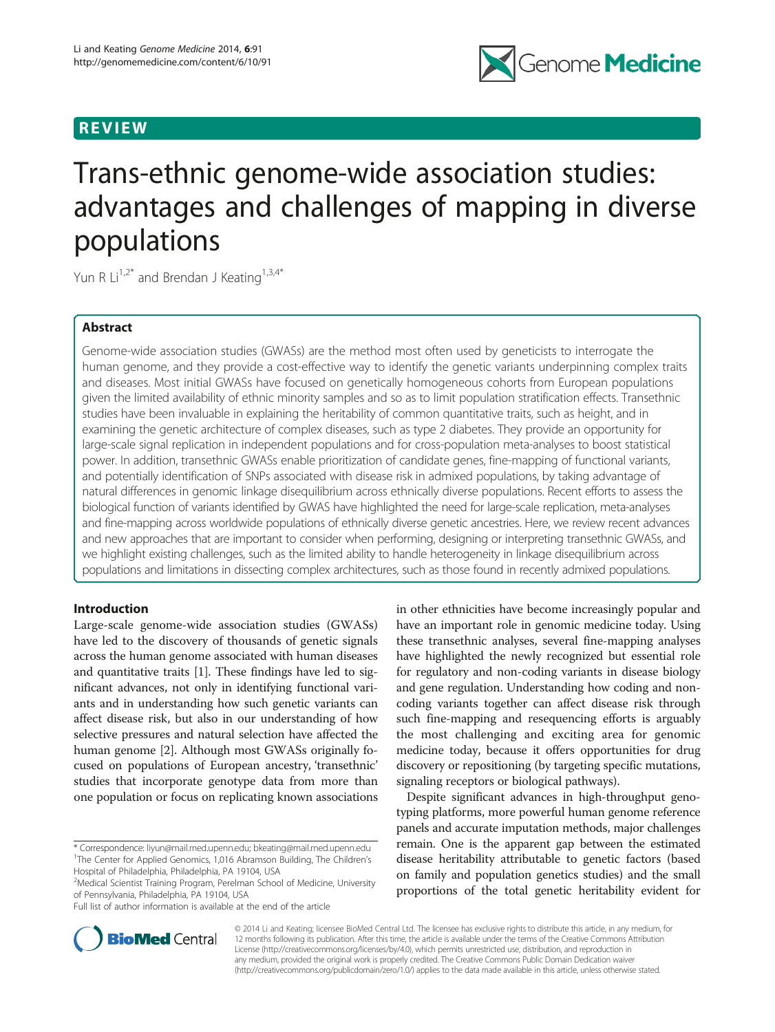REVIEW

# Trans-ethnic genome-wide association studies: advantages and challenges of mapping in diverse populations

Yun R Li[1,2*] and Brendan J Keating[1,3,4*]

## Abstract

Genome-wide association studies (GWASs) are the method most often used by geneticists to interrogate the human genome, and they provide a cost-effective way to identify the genetic variants underpinning complex traits and diseases. Most initial GWASs have focused on genetically homogeneous cohorts from European populations given the limited availability of ethnic minority samples and so as to limit population stratification effects. Transethnic studies have been invaluable in explaining the heritability of common quantitative traits, such as height, and in examining the genetic architecture of complex diseases, such as type 2 diabetes. They provide an opportunity for large-scale signal replication in independent populations and for cross-population meta-analyses to boost statistical power. In addition, transethnic GWASs enable prioritization of candidate genes, fine-mapping of functional variants, and potentially identification of SNPs associated with disease risk in admixed populations, by taking advantage of natural differences in genomic linkage disequilibrium across ethnically diverse populations. Recent efforts to assess the biological function of variants identified by GWAS have highlighted the need for large-scale replication, meta-analyses and fine-mapping across worldwide populations of ethnically diverse genetic ancestries. Here, we review recent advances and new approaches that are important to consider when performing, designing or interpreting transethnic GWASs, and we highlight existing challenges, such as the limited ability to handle heterogeneity in linkage disequilibrium across populations and limitations in dissecting complex architectures, such as those found in recently admixed populations.

## Introduction

Large-scale genome-wide association studies (GWASs) have led to the discovery of thousands of genetic signals across the human genome associated with human diseases and quantitative traits [1]. These findings have led to significant advances, not only in identifying functional variants and in understanding how such genetic variants can affect disease risk, but also in our understanding of how selective pressures and natural selection have affected the human genome [2]. Although most GWASs originally focused on populations of European ancestry, 'transethnic' studies that incorporate genotype data from more than one population or focus on replicating known associations in other ethnicities have become increasingly popular and have an important role in genomic medicine today. Using these transethnic analyses, several fine-mapping analyses have highlighted the newly recognized but essential role for regulatory and non-coding variants in disease biology and gene regulation. Understanding how coding and non-coding variants together can affect disease risk through such fine-mapping and resequencing efforts is arguably the most challenging and exciting area for genomic medicine today, because it offers opportunities for drug discovery or repositioning (by targeting specific mutations, signaling receptors or biological pathways).

Despite significant advances in high-throughput genotyping platforms, more powerful human genome reference panels and accurate imputation methods, major challenges remain. One is the apparent gap between the estimated disease heritability attributable to genetic factors (based on family and population genetics studies) and the small proportions of the total genetic heritability evident for

* Correspondence: liyun@mail.med.upenn.edu; bkeating@mail.med.upenn.edu
[1]The Center for Applied Genomics, 1,016 Abramson Building, The Children's Hospital of Philadelphia, Philadelphia, PA 19104, USA
[2]Medical Scientist Training Program, Perelman School of Medicine, University of Pennsylvania, Philadelphia, PA 19104, USA
Full list of author information is available at the end of the article

© 2014 Li and Keating; licensee BioMed Central Ltd. The licensee has exclusive rights to distribute this article, in any medium, for 12 months following its publication. After this time, the article is available under the terms of the Creative Commons Attribution License (http://creativecommons.org/licenses/by/4.0), which permits unrestricted use, distribution, and reproduction in any medium, provided the original work is properly credited. The Creative Commons Public Domain Dedication waiver (http://creativecommons.org/publicdomain/zero/1.0/) applies to the data made available in this article, unless otherwise stated.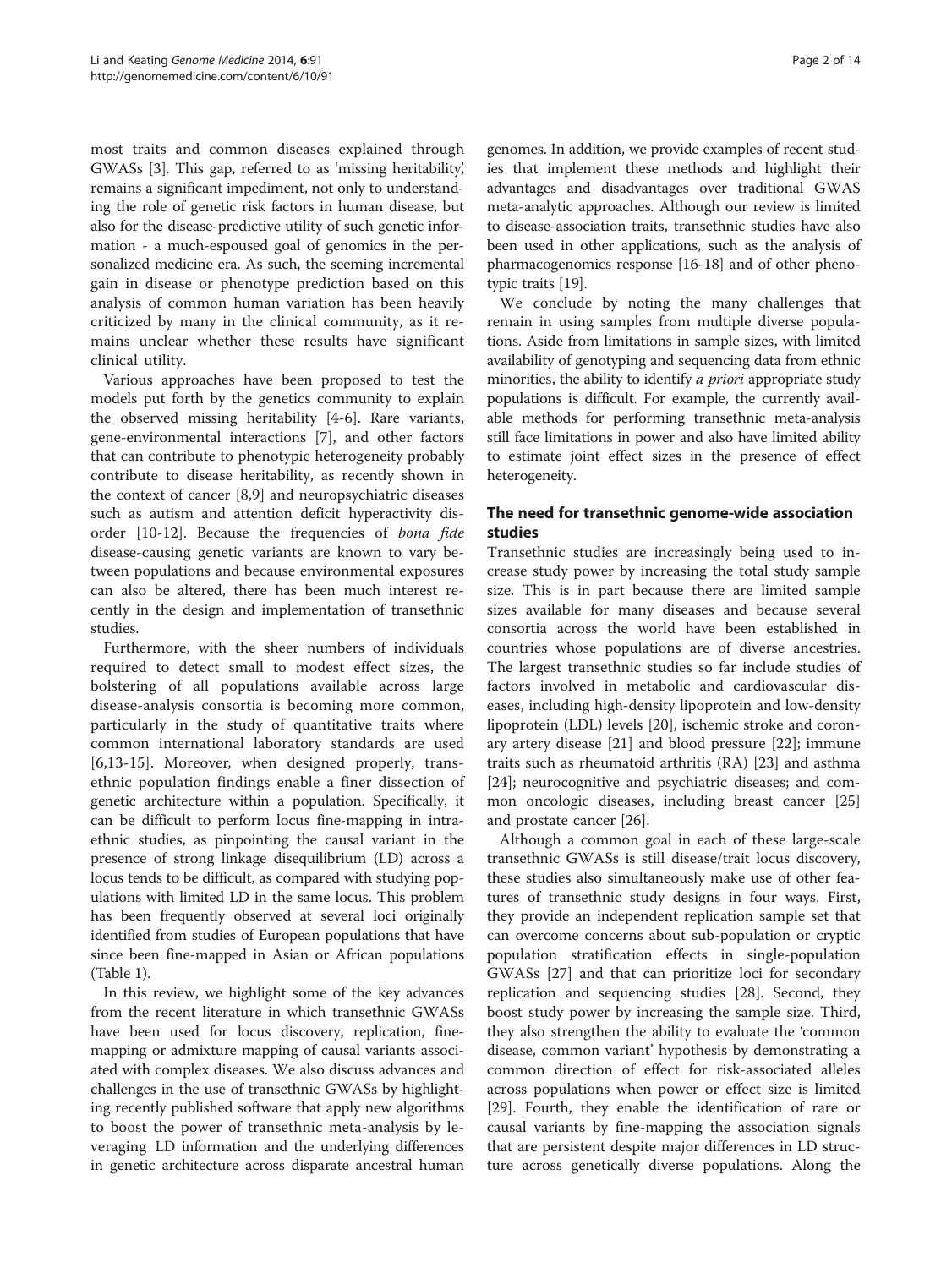most traits and common diseases explained through GWASs [3]. This gap, referred to as 'missing heritability', remains a significant impediment, not only to understanding the role of genetic risk factors in human disease, but also for the disease-predictive utility of such genetic information - a much-espoused goal of genomics in the personalized medicine era. As such, the seeming incremental gain in disease or phenotype prediction based on this analysis of common human variation has been heavily criticized by many in the clinical community, as it remains unclear whether these results have significant clinical utility.

Various approaches have been proposed to test the models put forth by the genetics community to explain the observed missing heritability [4-6]. Rare variants, gene-environmental interactions [7], and other factors that can contribute to phenotypic heterogeneity probably contribute to disease heritability, as recently shown in the context of cancer [8,9] and neuropsychiatric diseases such as autism and attention deficit hyperactivity disorder [10-12]. Because the frequencies of *bona fide* disease-causing genetic variants are known to vary between populations and because environmental exposures can also be altered, there has been much interest recently in the design and implementation of transethnic studies.

Furthermore, with the sheer numbers of individuals required to detect small to modest effect sizes, the bolstering of all populations available across large disease-analysis consortia is becoming more common, particularly in the study of quantitative traits where common international laboratory standards are used [6,13-15]. Moreover, when designed properly, transethnic population findings enable a finer dissection of genetic architecture within a population. Specifically, it can be difficult to perform locus fine-mapping in intraethnic studies, as pinpointing the causal variant in the presence of strong linkage disequilibrium (LD) across a locus tends to be difficult, as compared with studying populations with limited LD in the same locus. This problem has been frequently observed at several loci originally identified from studies of European populations that have since been fine-mapped in Asian or African populations (Table 1).

In this review, we highlight some of the key advances from the recent literature in which transethnic GWASs have been used for locus discovery, replication, fine-mapping or admixture mapping of causal variants associated with complex diseases. We also discuss advances and challenges in the use of transethnic GWASs by highlighting recently published software that apply new algorithms to boost the power of transethnic meta-analysis by leveraging LD information and the underlying differences in genetic architecture across disparate ancestral human genomes. In addition, we provide examples of recent studies that implement these methods and highlight their advantages and disadvantages over traditional GWAS meta-analytic approaches. Although our review is limited to disease-association traits, transethnic studies have also been used in other applications, such as the analysis of pharmacogenomics response [16-18] and of other phenotypic traits [19].

We conclude by noting the many challenges that remain in using samples from multiple diverse populations. Aside from limitations in sample sizes, with limited availability of genotyping and sequencing data from ethnic minorities, the ability to identify *a priori* appropriate study populations is difficult. For example, the currently available methods for performing transethnic meta-analysis still face limitations in power and also have limited ability to estimate joint effect sizes in the presence of effect heterogeneity.

## The need for transethnic genome-wide association studies

Transethnic studies are increasingly being used to increase study power by increasing the total study sample size. This is in part because there are limited sample sizes available for many diseases and because several consortia across the world have been established in countries whose populations are of diverse ancestries. The largest transethnic studies so far include studies of factors involved in metabolic and cardiovascular diseases, including high-density lipoprotein and low-density lipoprotein (LDL) levels [20], ischemic stroke and coronary artery disease [21] and blood pressure [22]; immune traits such as rheumatoid arthritis (RA) [23] and asthma [24]; neurocognitive and psychiatric diseases; and common oncologic diseases, including breast cancer [25] and prostate cancer [26].

Although a common goal in each of these large-scale transethnic GWASs is still disease/trait locus discovery, these studies also simultaneously make use of other features of transethnic study designs in four ways. First, they provide an independent replication sample set that can overcome concerns about sub-population or cryptic population stratification effects in single-population GWASs [27] and that can prioritize loci for secondary replication and sequencing studies [28]. Second, they boost study power by increasing the sample size. Third, they also strengthen the ability to evaluate the 'common disease, common variant' hypothesis by demonstrating a common direction of effect for risk-associated alleles across populations when power or effect size is limited [29]. Fourth, they enable the identification of rare or causal variants by fine-mapping the association signals that are persistent despite major differences in LD structure across genetically diverse populations. Along the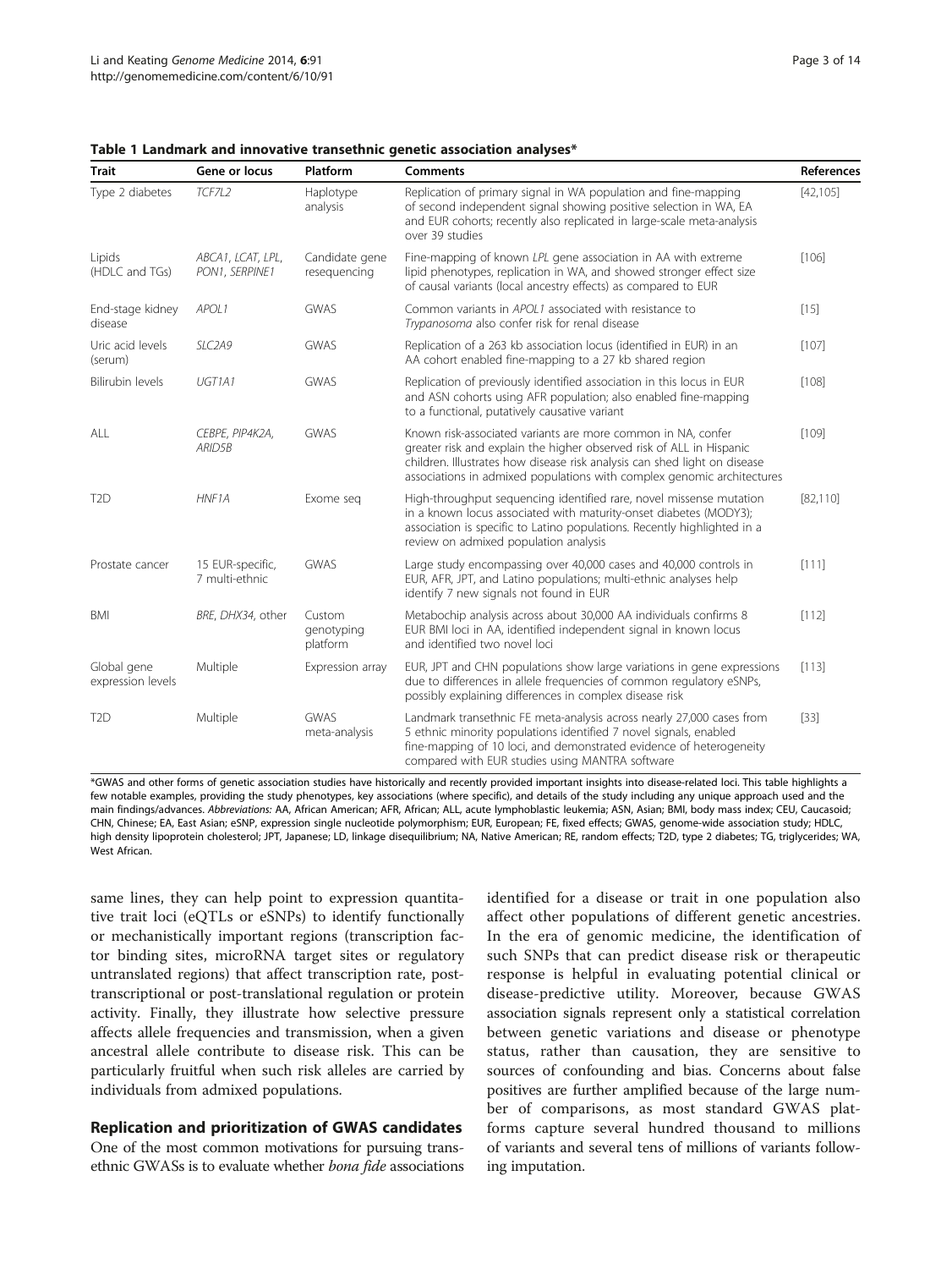**Table 1 Landmark and innovative transethnic genetic association analyses***

| Trait | Gene or locus | Platform | Comments | References |
|---|---|---|---|---|
| Type 2 diabetes | *TCF7L2* | Haplotype analysis | Replication of primary signal in WA population and fine-mapping of second independent signal showing positive selection in WA, EA and EUR cohorts; recently also replicated in large-scale meta-analysis over 39 studies | [42,105] |
| Lipids (HDLC and TGs) | *ABCA1*, *LCAT*, *LPL*, *PON1*, *SERPINE1* | Candidate gene resequencing | Fine-mapping of known *LPL* gene association in AA with extreme lipid phenotypes, replication in WA, and showed stronger effect size of causal variants (local ancestry effects) as compared to EUR | [106] |
| End-stage kidney disease | *APOL1* | GWAS | Common variants in *APOL1* associated with resistance to *Trypanosoma* also confer risk for renal disease | [15] |
| Uric acid levels (serum) | *SLC2A9* | GWAS | Replication of a 263 kb association locus (identified in EUR) in an AA cohort enabled fine-mapping to a 27 kb shared region | [107] |
| Bilirubin levels | *UGT1A1* | GWAS | Replication of previously identified association in this locus in EUR and ASN cohorts using AFR population; also enabled fine-mapping to a functional, putatively causative variant | [108] |
| ALL | *CEBPE*, *PIP4K2A*, *ARID5B* | GWAS | Known risk-associated variants are more common in NA, confer greater risk and explain the higher observed risk of ALL in Hispanic children. Illustrates how disease risk analysis can shed light on disease associations in admixed populations with complex genomic architectures | [109] |
| T2D | *HNF1A* | Exome seq | High-throughput sequencing identified rare, novel missense mutation in a known locus associated with maturity-onset diabetes (MODY3); association is specific to Latino populations. Recently highlighted in a review on admixed population analysis | [82,110] |
| Prostate cancer | 15 EUR-specific, 7 multi-ethnic | GWAS | Large study encompassing over 40,000 cases and 40,000 controls in EUR, AFR, JPT, and Latino populations; multi-ethnic analyses help identify 7 new signals not found in EUR | [111] |
| BMI | *BRE*, *DHX34*, other | Custom genotyping platform | Metabochip analysis across about 30,000 AA individuals confirms 8 EUR BMI loci in AA, identified independent signal in known locus and identified two novel loci | [112] |
| Global gene expression levels | Multiple | Expression array | EUR, JPT and CHN populations show large variations in gene expressions due to differences in allele frequencies of common regulatory eSNPs, possibly explaining differences in complex disease risk | [113] |
| T2D | Multiple | GWAS meta-analysis | Landmark transethnic FE meta-analysis across nearly 27,000 cases from 5 ethnic minority populations identified 7 novel signals, enabled fine-mapping of 10 loci, and demonstrated evidence of heterogeneity compared with EUR studies using MANTRA software | [33] |

*GWAS and other forms of genetic association studies have historically and recently provided important insights into disease-related loci. This table highlights a few notable examples, providing the study phenotypes, key associations (where specific), and details of the study including any unique approach used and the main findings/advances. *Abbreviations:* AA, African American; AFR, African; ALL, acute lymphoblastic leukemia; ASN, Asian; BMI, body mass index; CEU, Caucasoid; CHN, Chinese; EA, East Asian; eSNP, expression single nucleotide polymorphism; EUR, European; FE, fixed effects; GWAS, genome-wide association study; HDLC, high density lipoprotein cholesterol; JPT, Japanese; LD, linkage disequilibrium; NA, Native American; RE, random effects; T2D, type 2 diabetes; TG, triglycerides; WA, West African.

same lines, they can help point to expression quantitative trait loci (eQTLs or eSNPs) to identify functionally or mechanistically important regions (transcription factor binding sites, microRNA target sites or regulatory untranslated regions) that affect transcription rate, post-transcriptional or post-translational regulation or protein activity. Finally, they illustrate how selective pressure affects allele frequencies and transmission, when a given ancestral allele contribute to disease risk. This can be particularly fruitful when such risk alleles are carried by individuals from admixed populations.

## Replication and prioritization of GWAS candidates

One of the most common motivations for pursuing transethnic GWASs is to evaluate whether *bona fide* associations identified for a disease or trait in one population also affect other populations of different genetic ancestries. In the era of genomic medicine, the identification of such SNPs that can predict disease risk or therapeutic response is helpful in evaluating potential clinical or disease-predictive utility. Moreover, because GWAS association signals represent only a statistical correlation between genetic variations and disease or phenotype status, rather than causation, they are sensitive to sources of confounding and bias. Concerns about false positives are further amplified because of the large number of comparisons, as most standard GWAS platforms capture several hundred thousand to millions of variants and several tens of millions of variants following imputation.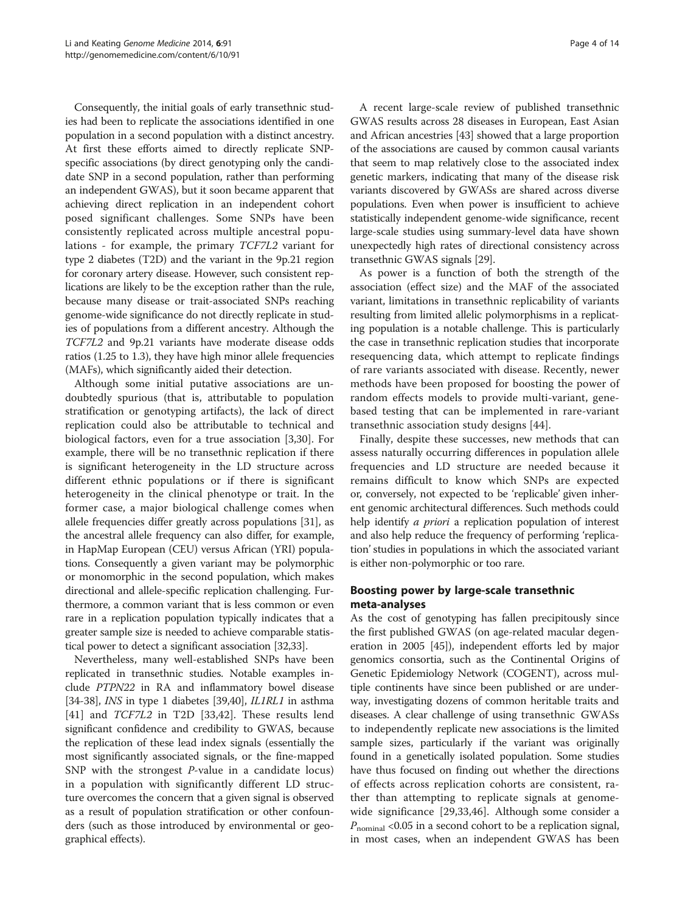Consequently, the initial goals of early transethnic studies had been to replicate the associations identified in one population in a second population with a distinct ancestry. At first these efforts aimed to directly replicate SNP-specific associations (by direct genotyping only the candidate SNP in a second population, rather than performing an independent GWAS), but it soon became apparent that achieving direct replication in an independent cohort posed significant challenges. Some SNPs have been consistently replicated across multiple ancestral populations - for example, the primary *TCF7L2* variant for type 2 diabetes (T2D) and the variant in the 9p.21 region for coronary artery disease. However, such consistent replications are likely to be the exception rather than the rule, because many disease or trait-associated SNPs reaching genome-wide significance do not directly replicate in studies of populations from a different ancestry. Although the *TCF7L2* and 9p.21 variants have moderate disease odds ratios (1.25 to 1.3), they have high minor allele frequencies (MAFs), which significantly aided their detection.

Although some initial putative associations are undoubtedly spurious (that is, attributable to population stratification or genotyping artifacts), the lack of direct replication could also be attributable to technical and biological factors, even for a true association [3,30]. For example, there will be no transethnic replication if there is significant heterogeneity in the LD structure across different ethnic populations or if there is significant heterogeneity in the clinical phenotype or trait. In the former case, a major biological challenge comes when allele frequencies differ greatly across populations [31], as the ancestral allele frequency can also differ, for example, in HapMap European (CEU) versus African (YRI) populations. Consequently a given variant may be polymorphic or monomorphic in the second population, which makes directional and allele-specific replication challenging. Furthermore, a common variant that is less common or even rare in a replication population typically indicates that a greater sample size is needed to achieve comparable statistical power to detect a significant association [32,33].

Nevertheless, many well-established SNPs have been replicated in transethnic studies. Notable examples include *PTPN22* in RA and inflammatory bowel disease [34-38], *INS* in type 1 diabetes [39,40], *IL1RL1* in asthma [41] and *TCF7L2* in T2D [33,42]. These results lend significant confidence and credibility to GWAS, because the replication of these lead index signals (essentially the most significantly associated signals, or the fine-mapped SNP with the strongest *P*-value in a candidate locus) in a population with significantly different LD structure overcomes the concern that a given signal is observed as a result of population stratification or other confounders (such as those introduced by environmental or geographical effects).

A recent large-scale review of published transethnic GWAS results across 28 diseases in European, East Asian and African ancestries [43] showed that a large proportion of the associations are caused by common causal variants that seem to map relatively close to the associated index genetic markers, indicating that many of the disease risk variants discovered by GWASs are shared across diverse populations. Even when power is insufficient to achieve statistically independent genome-wide significance, recent large-scale studies using summary-level data have shown unexpectedly high rates of directional consistency across transethnic GWAS signals [29].

As power is a function of both the strength of the association (effect size) and the MAF of the associated variant, limitations in transethnic replicability of variants resulting from limited allelic polymorphisms in a replicating population is a notable challenge. This is particularly the case in transethnic replication studies that incorporate resequencing data, which attempt to replicate findings of rare variants associated with disease. Recently, newer methods have been proposed for boosting the power of random effects models to provide multi-variant, gene-based testing that can be implemented in rare-variant transethnic association study designs [44].

Finally, despite these successes, new methods that can assess naturally occurring differences in population allele frequencies and LD structure are needed because it remains difficult to know which SNPs are expected or, conversely, not expected to be 'replicable' given inherent genomic architectural differences. Such methods could help identify *a priori* a replication population of interest and also help reduce the frequency of performing 'replication' studies in populations in which the associated variant is either non-polymorphic or too rare.

## Boosting power by large-scale transethnic meta-analyses

As the cost of genotyping has fallen precipitously since the first published GWAS (on age-related macular degeneration in 2005 [45]), independent efforts led by major genomics consortia, such as the Continental Origins of Genetic Epidemiology Network (COGENT), across multiple continents have since been published or are underway, investigating dozens of common heritable traits and diseases. A clear challenge of using transethnic GWASs to independently replicate new associations is the limited sample sizes, particularly if the variant was originally found in a genetically isolated population. Some studies have thus focused on finding out whether the directions of effects across replication cohorts are consistent, rather than attempting to replicate signals at genome-wide significance [29,33,46]. Although some consider a $P_{\text{nominal}} < 0.05$ in a second cohort to be a replication signal, in most cases, when an independent GWAS has been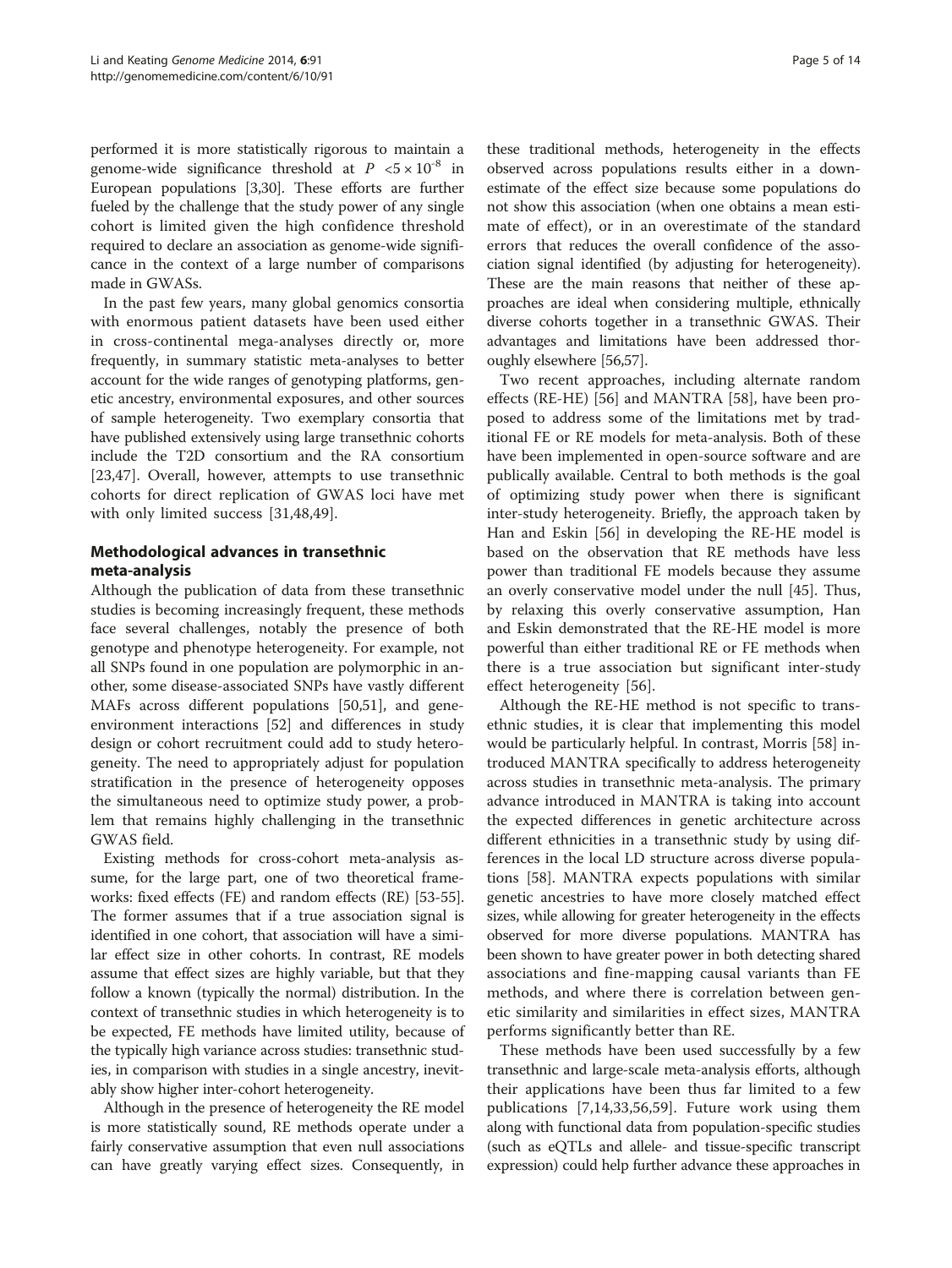performed it is more statistically rigorous to maintain a genome-wide significance threshold at $P < 5 \times 10^{-8}$ in European populations [3,30]. These efforts are further fueled by the challenge that the study power of any single cohort is limited given the high confidence threshold required to declare an association as genome-wide significance in the context of a large number of comparisons made in GWASs.

In the past few years, many global genomics consortia with enormous patient datasets have been used either in cross-continental mega-analyses directly or, more frequently, in summary statistic meta-analyses to better account for the wide ranges of genotyping platforms, genetic ancestry, environmental exposures, and other sources of sample heterogeneity. Two exemplary consortia that have published extensively using large transethnic cohorts include the T2D consortium and the RA consortium [23,47]. Overall, however, attempts to use transethnic cohorts for direct replication of GWAS loci have met with only limited success [31,48,49].

## Methodological advances in transethnic meta-analysis

Although the publication of data from these transethnic studies is becoming increasingly frequent, these methods face several challenges, notably the presence of both genotype and phenotype heterogeneity. For example, not all SNPs found in one population are polymorphic in another, some disease-associated SNPs have vastly different MAFs across different populations [50,51], and gene-environment interactions [52] and differences in study design or cohort recruitment could add to study heterogeneity. The need to appropriately adjust for population stratification in the presence of heterogeneity opposes the simultaneous need to optimize study power, a problem that remains highly challenging in the transethnic GWAS field.

Existing methods for cross-cohort meta-analysis assume, for the large part, one of two theoretical frameworks: fixed effects (FE) and random effects (RE) [53-55]. The former assumes that if a true association signal is identified in one cohort, that association will have a similar effect size in other cohorts. In contrast, RE models assume that effect sizes are highly variable, but that they follow a known (typically the normal) distribution. In the context of transethnic studies in which heterogeneity is to be expected, FE methods have limited utility, because of the typically high variance across studies: transethnic studies, in comparison with studies in a single ancestry, inevitably show higher inter-cohort heterogeneity.

Although in the presence of heterogeneity the RE model is more statistically sound, RE methods operate under a fairly conservative assumption that even null associations can have greatly varying effect sizes. Consequently, in these traditional methods, heterogeneity in the effects observed across populations results either in a down-estimate of the effect size because some populations do not show this association (when one obtains a mean estimate of effect), or in an overestimate of the standard errors that reduces the overall confidence of the association signal identified (by adjusting for heterogeneity). These are the main reasons that neither of these approaches are ideal when considering multiple, ethnically diverse cohorts together in a transethnic GWAS. Their advantages and limitations have been addressed thoroughly elsewhere [56,57].

Two recent approaches, including alternate random effects (RE-HE) [56] and MANTRA [58], have been proposed to address some of the limitations met by traditional FE or RE models for meta-analysis. Both of these have been implemented in open-source software and are publically available. Central to both methods is the goal of optimizing study power when there is significant inter-study heterogeneity. Briefly, the approach taken by Han and Eskin [56] in developing the RE-HE model is based on the observation that RE methods have less power than traditional FE models because they assume an overly conservative model under the null [45]. Thus, by relaxing this overly conservative assumption, Han and Eskin demonstrated that the RE-HE model is more powerful than either traditional RE or FE methods when there is a true association but significant inter-study effect heterogeneity [56].

Although the RE-HE method is not specific to transethnic studies, it is clear that implementing this model would be particularly helpful. In contrast, Morris [58] introduced MANTRA specifically to address heterogeneity across studies in transethnic meta-analysis. The primary advance introduced in MANTRA is taking into account the expected differences in genetic architecture across different ethnicities in a transethnic study by using differences in the local LD structure across diverse populations [58]. MANTRA expects populations with similar genetic ancestries to have more closely matched effect sizes, while allowing for greater heterogeneity in the effects observed for more diverse populations. MANTRA has been shown to have greater power in both detecting shared associations and fine-mapping causal variants than FE methods, and where there is correlation between genetic similarity and similarities in effect sizes, MANTRA performs significantly better than RE.

These methods have been used successfully by a few transethnic and large-scale meta-analysis efforts, although their applications have been thus far limited to a few publications [7,14,33,56,59]. Future work using them along with functional data from population-specific studies (such as eQTLs and allele- and tissue-specific transcript expression) could help further advance these approaches in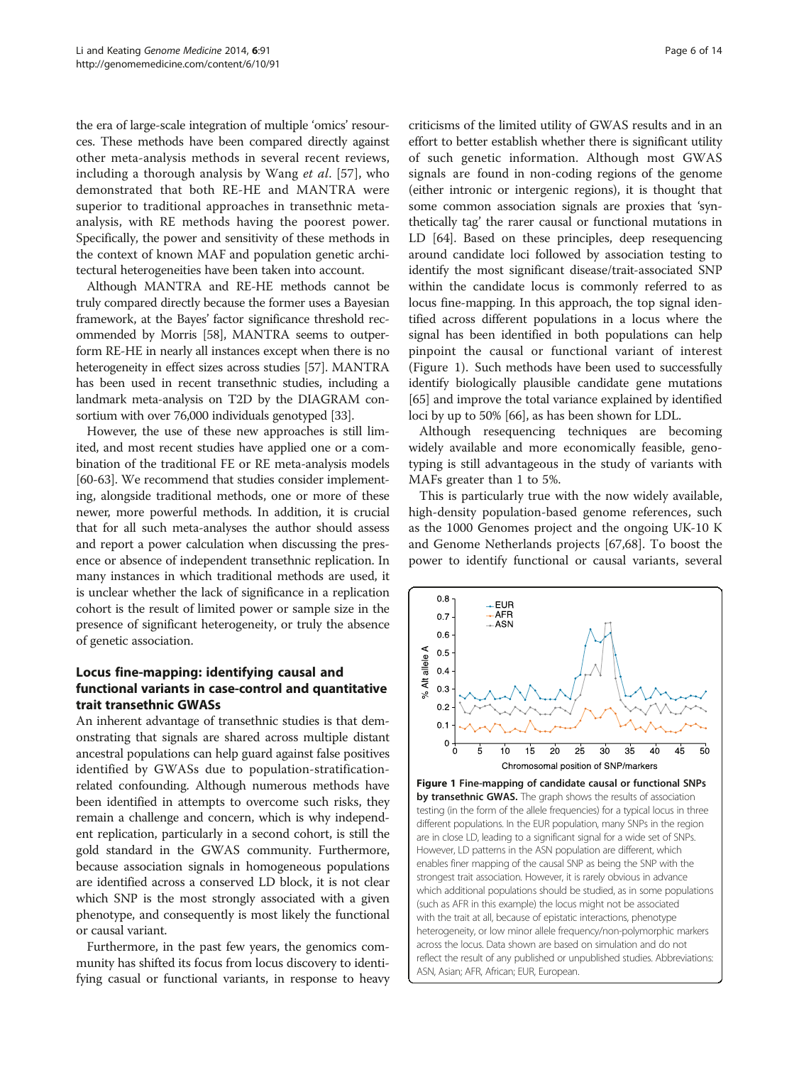the era of large-scale integration of multiple 'omics' resources. These methods have been compared directly against other meta-analysis methods in several recent reviews, including a thorough analysis by Wang *et al*. [57], who demonstrated that both RE-HE and MANTRA were superior to traditional approaches in transethnic meta-analysis, with RE methods having the poorest power. Specifically, the power and sensitivity of these methods in the context of known MAF and population genetic architectural heterogeneities have been taken into account.

Although MANTRA and RE-HE methods cannot be truly compared directly because the former uses a Bayesian framework, at the Bayes' factor significance threshold recommended by Morris [58], MANTRA seems to outperform RE-HE in nearly all instances except when there is no heterogeneity in effect sizes across studies [57]. MANTRA has been used in recent transethnic studies, including a landmark meta-analysis on T2D by the DIAGRAM consortium with over 76,000 individuals genotyped [33].

However, the use of these new approaches is still limited, and most recent studies have applied one or a combination of the traditional FE or RE meta-analysis models [60-63]. We recommend that studies consider implementing, alongside traditional methods, one or more of these newer, more powerful methods. In addition, it is crucial that for all such meta-analyses the author should assess and report a power calculation when discussing the presence or absence of independent transethnic replication. In many instances in which traditional methods are used, it is unclear whether the lack of significance in a replication cohort is the result of limited power or sample size in the presence of significant heterogeneity, or truly the absence of genetic association.

## Locus fine-mapping: identifying causal and functional variants in case-control and quantitative trait transethnic GWASs

An inherent advantage of transethnic studies is that demonstrating that signals are shared across multiple distant ancestral populations can help guard against false positives identified by GWASs due to population-stratification-related confounding. Although numerous methods have been identified in attempts to overcome such risks, they remain a challenge and concern, which is why independent replication, particularly in a second cohort, is still the gold standard in the GWAS community. Furthermore, because association signals in homogeneous populations are identified across a conserved LD block, it is not clear which SNP is the most strongly associated with a given phenotype, and consequently is most likely the functional or causal variant.

Furthermore, in the past few years, the genomics community has shifted its focus from locus discovery to identifying casual or functional variants, in response to heavy criticisms of the limited utility of GWAS results and in an effort to better establish whether there is significant utility of such genetic information. Although most GWAS signals are found in non-coding regions of the genome (either intronic or intergenic regions), it is thought that some common association signals are proxies that 'synthetically tag' the rarer causal or functional mutations in LD [64]. Based on these principles, deep resequencing around candidate loci followed by association testing to identify the most significant disease/trait-associated SNP within the candidate locus is commonly referred to as locus fine-mapping. In this approach, the top signal identified across different populations in a locus where the signal has been identified in both populations can help pinpoint the causal or functional variant of interest (Figure 1). Such methods have been used to successfully identify biologically plausible candidate gene mutations [65] and improve the total variance explained by identified loci by up to 50% [66], as has been shown for LDL.

Although resequencing techniques are becoming widely available and more economically feasible, genotyping is still advantageous in the study of variants with MAFs greater than 1 to 5%.

This is particularly true with the now widely available, high-density population-based genome references, such as the 1000 Genomes project and the ongoing UK-10 K and Genome Netherlands projects [67,68]. To boost the power to identify functional or causal variants, several

EUR
AFR
ASN
% Alt allele A
0.8
0.7
0.6
0.5
0.4
0.3
0.2
0.1
0
0 5 10 15 20 25 30 35 40 45 50
Chromosomal position of SNP/markers

**Figure 1 Fine-mapping of candidate causal or functional SNPs by transethnic GWAS.** The graph shows the results of association testing (in the form of the allele frequencies) for a typical locus in three different populations. In the EUR population, many SNPs in the region are in close LD, leading to a significant signal for a wide set of SNPs. However, LD patterns in the ASN population are different, which enables finer mapping of the causal SNP as being the SNP with the strongest trait association. However, it is rarely obvious in advance which additional populations should be studied, as in some populations (such as AFR in this example) the locus might not be associated with the trait at all, because of epistatic interactions, phenotype heterogeneity, or low minor allele frequency/non-polymorphic markers across the locus. Data shown are based on simulation and do not reflect the result of any published or unpublished studies. Abbreviations: ASN, Asian; AFR, African; EUR, European.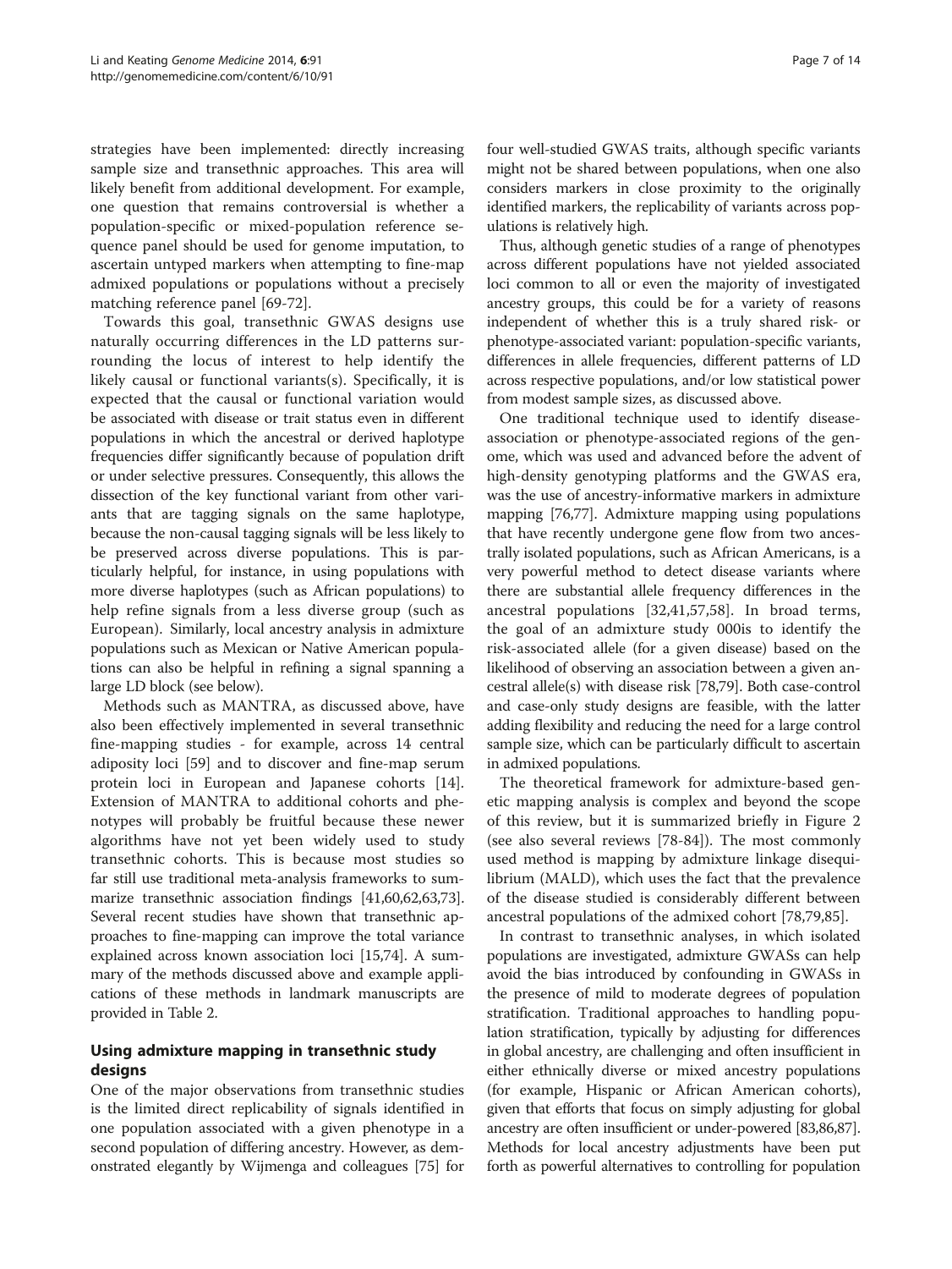strategies have been implemented: directly increasing sample size and transethnic approaches. This area will likely benefit from additional development. For example, one question that remains controversial is whether a population-specific or mixed-population reference sequence panel should be used for genome imputation, to ascertain untyped markers when attempting to fine-map admixed populations or populations without a precisely matching reference panel [69-72].

Towards this goal, transethnic GWAS designs use naturally occurring differences in the LD patterns surrounding the locus of interest to help identify the likely causal or functional variants(s). Specifically, it is expected that the causal or functional variation would be associated with disease or trait status even in different populations in which the ancestral or derived haplotype frequencies differ significantly because of population drift or under selective pressures. Consequently, this allows the dissection of the key functional variant from other variants that are tagging signals on the same haplotype, because the non-causal tagging signals will be less likely to be preserved across diverse populations. This is particularly helpful, for instance, in using populations with more diverse haplotypes (such as African populations) to help refine signals from a less diverse group (such as European). Similarly, local ancestry analysis in admixture populations such as Mexican or Native American populations can also be helpful in refining a signal spanning a large LD block (see below).

Methods such as MANTRA, as discussed above, have also been effectively implemented in several transethnic fine-mapping studies - for example, across 14 central adiposity loci [59] and to discover and fine-map serum protein loci in European and Japanese cohorts [14]. Extension of MANTRA to additional cohorts and phenotypes will probably be fruitful because these newer algorithms have not yet been widely used to study transethnic cohorts. This is because most studies so far still use traditional meta-analysis frameworks to summarize transethnic association findings [41,60,62,63,73]. Several recent studies have shown that transethnic approaches to fine-mapping can improve the total variance explained across known association loci [15,74]. A summary of the methods discussed above and example applications of these methods in landmark manuscripts are provided in Table 2.

## Using admixture mapping in transethnic study designs

One of the major observations from transethnic studies is the limited direct replicability of signals identified in one population associated with a given phenotype in a second population of differing ancestry. However, as demonstrated elegantly by Wijmenga and colleagues [75] for four well-studied GWAS traits, although specific variants might not be shared between populations, when one also considers markers in close proximity to the originally identified markers, the replicability of variants across populations is relatively high.

Thus, although genetic studies of a range of phenotypes across different populations have not yielded associated loci common to all or even the majority of investigated ancestry groups, this could be for a variety of reasons independent of whether this is a truly shared risk- or phenotype-associated variant: population-specific variants, differences in allele frequencies, different patterns of LD across respective populations, and/or low statistical power from modest sample sizes, as discussed above.

One traditional technique used to identify disease-association or phenotype-associated regions of the genome, which was used and advanced before the advent of high-density genotyping platforms and the GWAS era, was the use of ancestry-informative markers in admixture mapping [76,77]. Admixture mapping using populations that have recently undergone gene flow from two ancestrally isolated populations, such as African Americans, is a very powerful method to detect disease variants where there are substantial allele frequency differences in the ancestral populations [32,41,57,58]. In broad terms, the goal of an admixture study 000is to identify the risk-associated allele (for a given disease) based on the likelihood of observing an association between a given ancestral allele(s) with disease risk [78,79]. Both case-control and case-only study designs are feasible, with the latter adding flexibility and reducing the need for a large control sample size, which can be particularly difficult to ascertain in admixed populations.

The theoretical framework for admixture-based genetic mapping analysis is complex and beyond the scope of this review, but it is summarized briefly in Figure 2 (see also several reviews [78-84]). The most commonly used method is mapping by admixture linkage disequilibrium (MALD), which uses the fact that the prevalence of the disease studied is considerably different between ancestral populations of the admixed cohort [78,79,85].

In contrast to transethnic analyses, in which isolated populations are investigated, admixture GWASs can help avoid the bias introduced by confounding in GWASs in the presence of mild to moderate degrees of population stratification. Traditional approaches to handling population stratification, typically by adjusting for differences in global ancestry, are challenging and often insufficient in either ethnically diverse or mixed ancestry populations (for example, Hispanic or African American cohorts), given that efforts that focus on simply adjusting for global ancestry are often insufficient or under-powered [83,86,87]. Methods for local ancestry adjustments have been put forth as powerful alternatives to controlling for population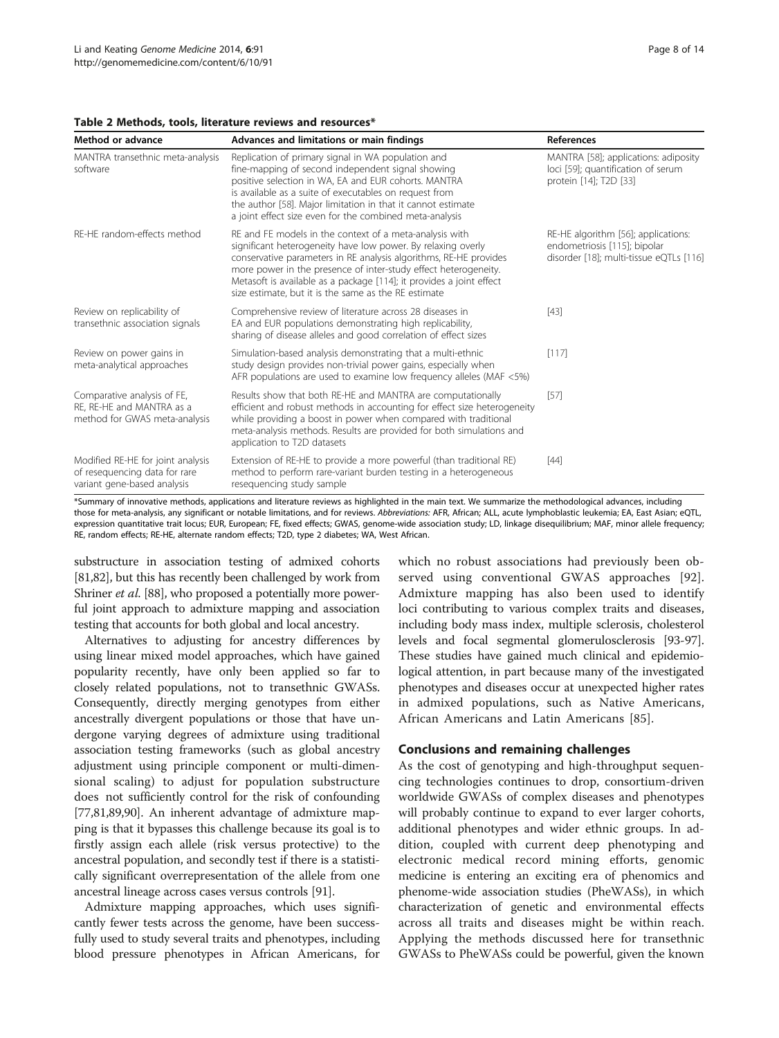**Table 2 Methods, tools, literature reviews and resources***

| Method or advance | Advances and limitations or main findings | References |
|---|---|---|
| MANTRA transethnic meta-analysis software | Replication of primary signal in WA population and fine-mapping of second independent signal showing positive selection in WA, EA and EUR cohorts. MANTRA is available as a suite of executables on request from the author [58]. Major limitation in that it cannot estimate a joint effect size even for the combined meta-analysis | MANTRA [58]; applications: adiposity loci [59]; quantification of serum protein [14]; T2D [33] |
| RE-HE random-effects method | RE and FE models in the context of a meta-analysis with significant heterogeneity have low power. By relaxing overly conservative parameters in RE analysis algorithms, RE-HE provides more power in the presence of inter-study effect heterogeneity. Metasoft is available as a package [114]; it provides a joint effect size estimate, but it is the same as the RE estimate | RE-HE algorithm [56]; applications: endometriosis [115]; bipolar disorder [18]; multi-tissue eQTLs [116] |
| Review on replicability of transethnic association signals | Comprehensive review of literature across 28 diseases in EA and EUR populations demonstrating high replicability, sharing of disease alleles and good correlation of effect sizes | [43] |
| Review on power gains in meta-analytical approaches | Simulation-based analysis demonstrating that a multi-ethnic study design provides non-trivial power gains, especially when AFR populations are used to examine low frequency alleles (MAF <5%) | [117] |
| Comparative analysis of FE, RE, RE-HE and MANTRA as a method for GWAS meta-analysis | Results show that both RE-HE and MANTRA are computationally efficient and robust methods in accounting for effect size heterogeneity while providing a boost in power when compared with traditional meta-analysis methods. Results are provided for both simulations and application to T2D datasets | [57] |
| Modified RE-HE for joint analysis of resequencing data for rare variant gene-based analysis | Extension of RE-HE to provide a more powerful (than traditional RE) method to perform rare-variant burden testing in a heterogeneous resequencing study sample | [44] |

*Summary of innovative methods, applications and literature reviews as highlighted in the main text. We summarize the methodological advances, including those for meta-analysis, any significant or notable limitations, and for reviews. *Abbreviations:* AFR, African; ALL, acute lymphoblastic leukemia; EA, East Asian; eQTL, expression quantitative trait locus; EUR, European; FE, fixed effects; GWAS, genome-wide association study; LD, linkage disequilibrium; MAF, minor allele frequency; RE, random effects; RE-HE, alternate random effects; T2D, type 2 diabetes; WA, West African.

substructure in association testing of admixed cohorts [81,82], but this has recently been challenged by work from Shriner *et al*. [88], who proposed a potentially more powerful joint approach to admixture mapping and association testing that accounts for both global and local ancestry.

Alternatives to adjusting for ancestry differences by using linear mixed model approaches, which have gained popularity recently, have only been applied so far to closely related populations, not to transethnic GWASs. Consequently, directly merging genotypes from either ancestrally divergent populations or those that have undergone varying degrees of admixture using traditional association testing frameworks (such as global ancestry adjustment using principle component or multi-dimensional scaling) to adjust for population substructure does not sufficiently control for the risk of confounding [77,81,89,90]. An inherent advantage of admixture mapping is that it bypasses this challenge because its goal is to firstly assign each allele (risk versus protective) to the ancestral population, and secondly test if there is a statistically significant overrepresentation of the allele from one ancestral lineage across cases versus controls [91].

Admixture mapping approaches, which uses significantly fewer tests across the genome, have been successfully used to study several traits and phenotypes, including blood pressure phenotypes in African Americans, for which no robust associations had previously been observed using conventional GWAS approaches [92]. Admixture mapping has also been used to identify loci contributing to various complex traits and diseases, including body mass index, multiple sclerosis, cholesterol levels and focal segmental glomerulosclerosis [93-97]. These studies have gained much clinical and epidemiological attention, in part because many of the investigated phenotypes and diseases occur at unexpected higher rates in admixed populations, such as Native Americans, African Americans and Latin Americans [85].

## Conclusions and remaining challenges

As the cost of genotyping and high-throughput sequencing technologies continues to drop, consortium-driven worldwide GWASs of complex diseases and phenotypes will probably continue to expand to ever larger cohorts, additional phenotypes and wider ethnic groups. In addition, coupled with current deep phenotyping and electronic medical record mining efforts, genomic medicine is entering an exciting era of phenomics and phenome-wide association studies (PheWASs), in which characterization of genetic and environmental effects across all traits and diseases might be within reach. Applying the methods discussed here for transethnic GWASs to PheWASs could be powerful, given the known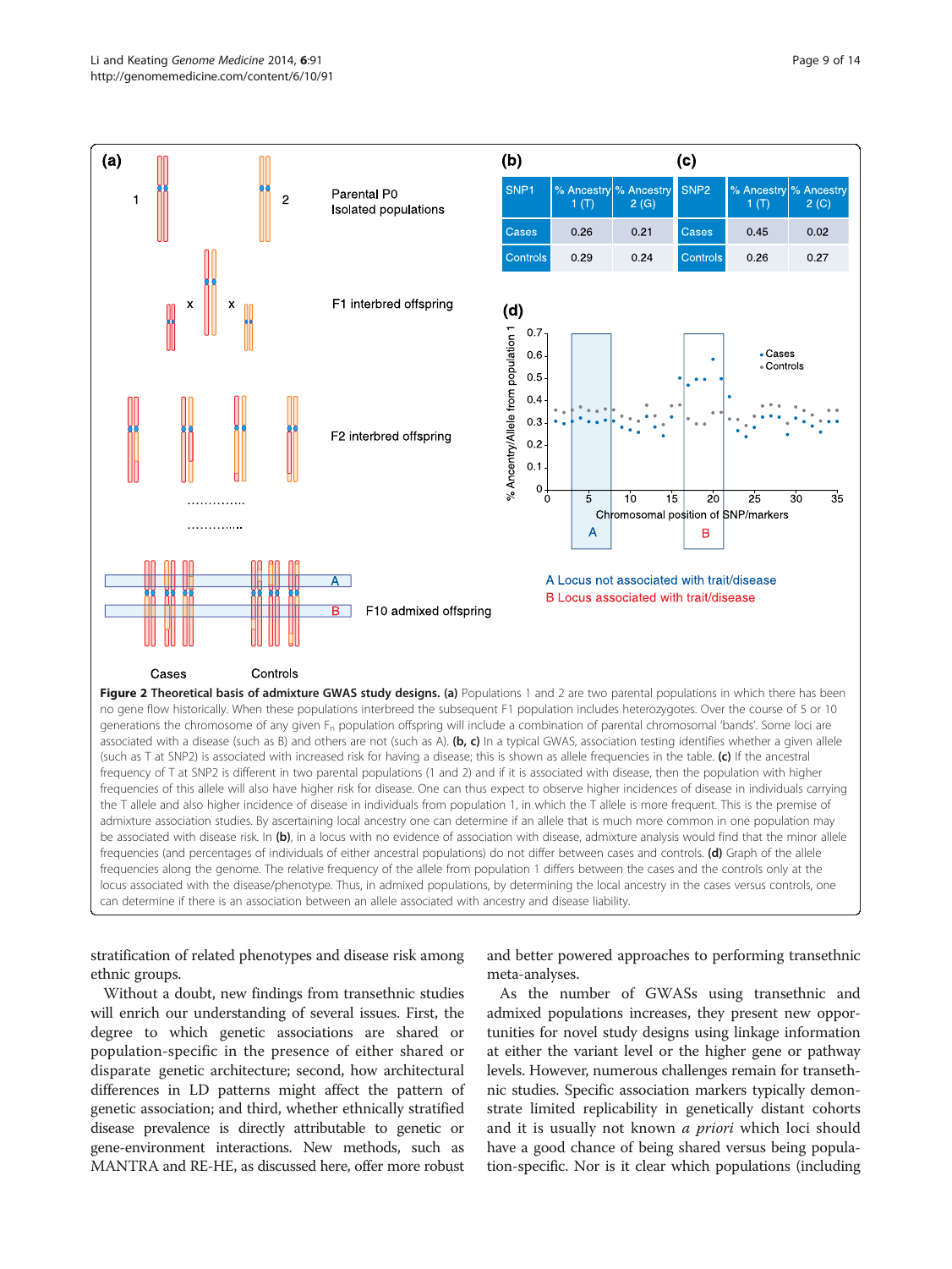(a)

1

2

Parental P0
Isolated populations

x x

F1 interbred offspring

F2 interbred offspring

.............

.............

A

B

F10 admixed offspring

Cases Controls

(b)

| SNP1 | % Ancestry 1 (T) | % Ancestry 2 (G) |
|---|---|---|
| Cases | 0.26 | 0.21 |
| Controls | 0.29 | 0.24 |

(c)

| SNP2 | % Ancestry 1 (T) | % Ancestry 2 (C) |
|---|---|---|
| Cases | 0.45 | 0.02 |
| Controls | 0.26 | 0.27 |

(d)

% Ancestry/Allele from population 1

0.7
0.6
0.5
0.4
0.3
0.2
0.1
0

0 5 10 15 20 25 30 35

Chromosomal position of SNP/markers

A B

Cases
Controls

A Locus not associated with trait/disease
B Locus associated with trait/disease

**Figure 2 Theoretical basis of admixture GWAS study designs. (a)** Populations 1 and 2 are two parental populations in which there has been no gene flow historically. When these populations interbreed the subsequent F1 population includes heterozygotes. Over the course of 5 or 10 generations the chromosome of any given $F_n$ population offspring will include a combination of parental chromosomal 'bands'. Some loci are associated with a disease (such as B) and others are not (such as A). **(b, c)** In a typical GWAS, association testing identifies whether a given allele (such as T at SNP2) is associated with increased risk for having a disease; this is shown as allele frequencies in the table. **(c)** If the ancestral frequency of T at SNP2 is different in two parental populations (1 and 2) and if it is associated with disease, then the population with higher frequencies of this allele will also have higher risk for disease. One can thus expect to observe higher incidences of disease in individuals carrying the T allele and also higher incidence of disease in individuals from population 1, in which the T allele is more frequent. This is the premise of admixture association studies. By ascertaining local ancestry one can determine if an allele that is much more common in one population may be associated with disease risk. In **(b)**, in a locus with no evidence of association with disease, admixture analysis would find that the minor allele frequencies (and percentages of individuals of either ancestral populations) do not differ between cases and controls. **(d)** Graph of the allele frequencies along the genome. The relative frequency of the allele from population 1 differs between the cases and the controls only at the locus associated with the disease/phenotype. Thus, in admixed populations, by determining the local ancestry in the cases versus controls, one can determine if there is an association between an allele associated with ancestry and disease liability.

stratification of related phenotypes and disease risk among ethnic groups.

Without a doubt, new findings from transethnic studies will enrich our understanding of several issues. First, the degree to which genetic associations are shared or population-specific in the presence of either shared or disparate genetic architecture; second, how architectural differences in LD patterns might affect the pattern of genetic association; and third, whether ethnically stratified disease prevalence is directly attributable to genetic or gene-environment interactions. New methods, such as MANTRA and RE-HE, as discussed here, offer more robust and better powered approaches to performing transethnic meta-analyses.

As the number of GWASs using transethnic and admixed populations increases, they present new opportunities for novel study designs using linkage information at either the variant level or the higher gene or pathway levels. However, numerous challenges remain for transethnic studies. Specific association markers typically demonstrate limited replicability in genetically distant cohorts and it is usually not known *a priori* which loci should have a good chance of being shared versus being population-specific. Nor is it clear which populations (including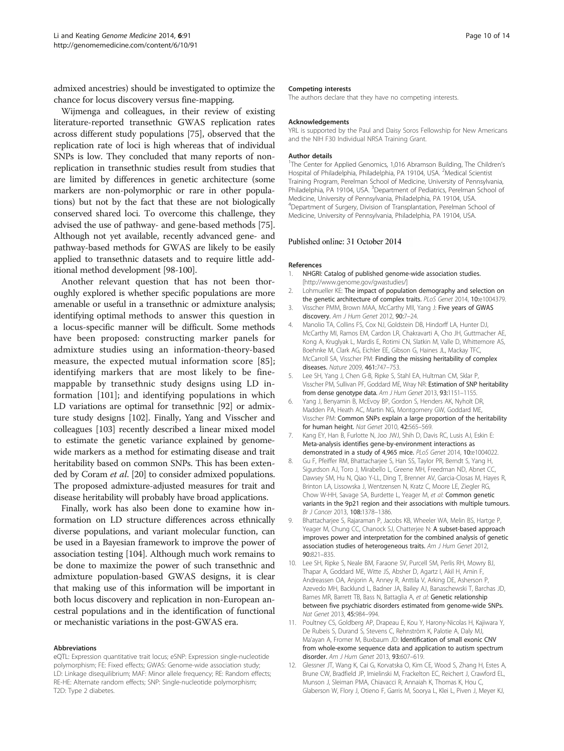admixed ancestries) should be investigated to optimize the chance for locus discovery versus fine-mapping.

Wijmenga and colleagues, in their review of existing literature-reported transethnic GWAS replication rates across different study populations [75], observed that the replication rate of loci is high whereas that of individual SNPs is low. They concluded that many reports of non-replication in transethnic studies result from studies that are limited by differences in genetic architecture (some markers are non-polymorphic or rare in other populations) but not by the fact that these are not biologically conserved shared loci. To overcome this challenge, they advised the use of pathway- and gene-based methods [75]. Although not yet available, recently advanced gene- and pathway-based methods for GWAS are likely to be easily applied to transethnic datasets and to require little additional method development [98-100].

Another relevant question that has not been thoroughly explored is whether specific populations are more amenable or useful in a transethnic or admixture analysis; identifying optimal methods to answer this question in a locus-specific manner will be difficult. Some methods have been proposed: constructing marker panels for admixture studies using an information-theory-based measure, the expected mutual information score [85]; identifying markers that are most likely to be fine-mappable by transethnic study designs using LD information [101]; and identifying populations in which LD variations are optimal for transethnic [92] or admixture study designs [102]. Finally, Yang and Visscher and colleagues [103] recently described a linear mixed model to estimate the genetic variance explained by genome-wide markers as a method for estimating disease and trait heritability based on common SNPs. This has been extended by Coram *et al*. [20] to consider admixed populations. The proposed admixture-adjusted measures for trait and disease heritability will probably have broad applications.

Finally, work has also been done to examine how information on LD structure differences across ethnically diverse populations, and variant molecular function, can be used in a Bayesian framework to improve the power of association testing [104]. Although much work remains to be done to maximize the power of such transethnic and admixture population-based GWAS designs, it is clear that making use of this information will be important in both locus discovery and replication in non-European ancestral populations and in the identification of functional or mechanistic variations in the post-GWAS era.

#### Abbreviations

eQTL: Expression quantitative trait locus; eSNP: Expression single-nucleotide polymorphism; FE: Fixed effects; GWAS: Genome-wide association study; LD: Linkage disequilibrium; MAF: Minor allele frequency; RE: Random effects; RE-HE: Alternate random effects; SNP: Single-nucleotide polymorphism; T2D: Type 2 diabetes.

#### Competing interests

The authors declare that they have no competing interests.

#### Acknowledgements

YRL is supported by the Paul and Daisy Soros Fellowship for New Americans and the NIH F30 Individual NRSA Training Grant.

#### Author details

[1]The Center for Applied Genomics, 1,016 Abramson Building, The Children's Hospital of Philadelphia, Philadelphia, PA 19104, USA. [2]Medical Scientist Training Program, Perelman School of Medicine, University of Pennsylvania, Philadelphia, PA 19104, USA. [3]Department of Pediatrics, Perelman School of Medicine, University of Pennsylvania, Philadelphia, PA 19104, USA. [4]Department of Surgery, Division of Transplantation, Perelman School of Medicine, University of Pennsylvania, Philadelphia, PA 19104, USA.

Published online: 31 October 2014

#### References

1. NHGRI: Catalog of published genome-wide association studies. [http://www.genome.gov/gwastudies/]
2. Lohmueller KE: The impact of population demography and selection on the genetic architecture of complex traits. *PLoS Genet* 2014, **10:**e1004379.
3. Visscher PMM, Brown MAA, McCarthy MII, Yang J: Five years of GWAS discovery. *Am J Hum Genet* 2012, **90:**7–24.
4. Manolio TA, Collins FS, Cox NJ, Goldstein DB, Hindorff LA, Hunter DJ, McCarthy MI, Ramos EM, Cardon LR, Chakravarti A, Cho JH, Guttmacher AE, Kong A, Kruglyak L, Mardis E, Rotimi CN, Slatkin M, Valle D, Whittemore AS, Boehnke M, Clark AG, Eichler EE, Gibson G, Haines JL, Mackay TFC, McCarroll SA, Visscher PM: Finding the missing heritability of complex diseases. *Nature* 2009, **461:**747–753.
5. Lee SH, Yang J, Chen G-B, Ripke S, Stahl EA, Hultman CM, Sklar P, Visscher PM, Sullivan PF, Goddard ME, Wray NR: Estimation of SNP heritability from dense genotype data. *Am J Hum Genet* 2013, **93:**1151–1155.
6. Yang J, Benyamin B, McEvoy BP, Gordon S, Henders AK, Nyholt DR, Madden PA, Heath AC, Martin NG, Montgomery GW, Goddard ME, Visscher PM: Common SNPs explain a large proportion of the heritability for human height. *Nat Genet* 2010, **42:**565–569.
7. Kang EY, Han B, Furlotte N, Joo JWJ, Shih D, Davis RC, Lusis AJ, Eskin E: Meta-analysis identifies gene-by-environment interactions as demonstrated in a study of 4,965 mice. *PLoS Genet* 2014, **10:**e1004022.
8. Gu F, Pfeiffer RM, Bhattacharjee S, Han SS, Taylor PR, Berndt S, Yang H, Sigurdson AJ, Toro J, Mirabello L, Greene MH, Freedman ND, Abnet CC, Dawsey SM, Hu N, Qiao Y-LL, Ding T, Brenner AV, Garcia-Closas M, Hayes R, Brinton LA, Lissowska J, Wentzensen N, Kratz C, Moore LE, Ziegler RG, Chow W-HH, Savage SA, Burdette L, Yeager M, *et al*: Common genetic variants in the 9p21 region and their associations with multiple tumours. *Br J Cancer* 2013, **108:**1378–1386.
9. Bhattacharjee S, Rajaraman P, Jacobs KB, Wheeler WA, Melin BS, Hartge P, Yeager M, Chung CC, Chanock SJ, Chatterjee N: A subset-based approach improves power and interpretation for the combined analysis of genetic association studies of heterogeneous traits. *Am J Hum Genet* 2012, **90:**821–835.
10. Lee SH, Ripke S, Neale BM, Faraone SV, Purcell SM, Perlis RH, Mowry BJ, Thapar A, Goddard ME, Witte JS, Absher D, Agartz I, Akil H, Amin F, Andreassen OA, Anjorin A, Anney R, Anttila V, Arking DE, Asherson P, Azevedo MH, Backlund L, Badner JA, Bailey AJ, Banaschewski T, Barchas JD, Barnes MR, Barrett TB, Bass N, Battaglia A, *et al*: Genetic relationship between five psychiatric disorders estimated from genome-wide SNPs. *Nat Genet* 2013, **45:**984–994.
11. Poultney CS, Goldberg AP, Drapeau E, Kou Y, Harony-Nicolas H, Kajiwara Y, De Rubeis S, Durand S, Stevens C, Rehnström K, Palotie A, Daly MJ, Ma'ayan A, Fromer M, Buxbaum JD: Identification of small exonic CNV from whole-exome sequence data and application to autism spectrum disorder. *Am J Hum Genet* 2013, **93:**607–619.
12. Glessner JT, Wang K, Cai G, Korvatska O, Kim CE, Wood S, Zhang H, Estes A, Brune CW, Bradfield JP, Imielinski M, Frackelton EC, Reichert J, Crawford EL, Munson J, Sleiman PMA, Chiavacci R, Annaiah K, Thomas K, Hou C, Glaberson W, Flory J, Otieno F, Garris M, Soorya L, Klei L, Piven J, Meyer KJ,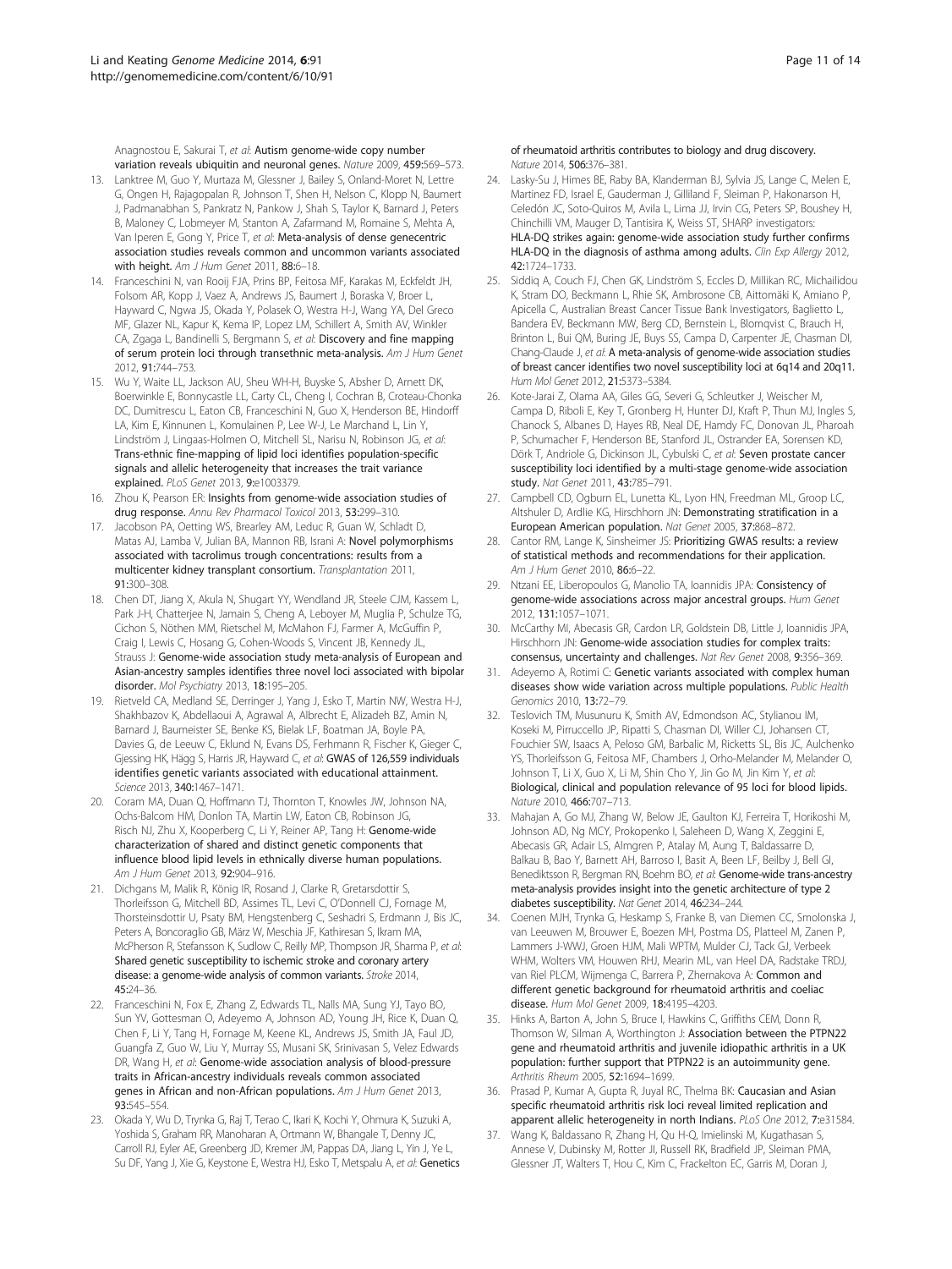Anagnostou E, Sakurai T, *et al*: **Autism genome-wide copy number variation reveals ubiquitin and neuronal genes.** *Nature* 2009, **459:**569–573.

13. Lanktree M, Guo Y, Murtaza M, Glessner J, Bailey S, Onland-Moret N, Lettre G, Ongen H, Rajagopalan R, Johnson T, Shen H, Nelson C, Klopp N, Baumert J, Padmanabhan S, Pankratz N, Pankow J, Shah S, Taylor K, Barnard J, Peters B, Maloney C, Lobmeyer M, Stanton A, Zafarmand M, Romaine S, Mehta A, Van Iperen E, Gong Y, Price T, *et al*: **Meta-analysis of dense genecentric association studies reveals common and uncommon variants associated with height.** *Am J Hum Genet* 2011, **88:**6–18.
14. Franceschini N, van Rooij FJA, Prins BP, Feitosa MF, Karakas M, Eckfeldt JH, Folsom AR, Kopp J, Vaez A, Andrews JS, Baumert J, Boraska V, Broer L, Hayward C, Ngwa JS, Okada Y, Polasek O, Westra H-J, Wang YA, Del Greco MF, Glazer NL, Kapur K, Kema IP, Lopez LM, Schillert A, Smith AV, Winkler CA, Zgaga L, Bandinelli S, Bergmann S, *et al*: **Discovery and fine mapping of serum protein loci through transethnic meta-analysis.** *Am J Hum Genet* 2012, **91:**744–753.
15. Wu Y, Waite LL, Jackson AU, Sheu WH-H, Buyske S, Absher D, Arnett DK, Boerwinkle E, Bonnycastle LL, Carty CL, Cheng I, Cochran B, Croteau-Chonka DC, Dumitrescu L, Eaton CB, Franceschini N, Guo X, Henderson BE, Hindorff LA, Kim E, Kinnunen L, Komulainen P, Lee W-J, Le Marchand L, Lin Y, Lindström J, Lingaas-Holmen O, Mitchell SL, Narisu N, Robinson JG, *et al*: **Trans-ethnic fine-mapping of lipid loci identifies population-specific signals and allelic heterogeneity that increases the trait variance explained.** *PLoS Genet* 2013, **9:**e1003379.
16. Zhou K, Pearson ER: **Insights from genome-wide association studies of drug response.** *Annu Rev Pharmacol Toxicol* 2013, **53:**299–310.
17. Jacobson PA, Oetting WS, Brearley AM, Leduc R, Guan W, Schladt D, Matas AJ, Lamba V, Julian BA, Mannon RB, Israni A: **Novel polymorphisms associated with tacrolimus trough concentrations: results from a multicenter kidney transplant consortium.** *Transplantation* 2011, **91:**300–308.
18. Chen DT, Jiang X, Akula N, Shugart YY, Wendland JR, Steele CJM, Kassem L, Park J-H, Chatterjee N, Jamain S, Cheng A, Leboyer M, Muglia P, Schulze TG, Cichon S, Nöthen MM, Rietschel M, McMahon FJ, Farmer A, McGuffin P, Craig I, Lewis C, Hosang G, Cohen-Woods S, Vincent JB, Kennedy JL, Strauss J: **Genome-wide association study meta-analysis of European and Asian-ancestry samples identifies three novel loci associated with bipolar disorder.** *Mol Psychiatry* 2013, **18:**195–205.
19. Rietveld CA, Medland SE, Derringer J, Yang J, Esko T, Martin NW, Westra H-J, Shakhbazov K, Abdellaoui A, Agrawal A, Albrecht E, Alizadeh BZ, Amin N, Barnard J, Baumeister SE, Benke KS, Bielak LF, Boatman JA, Boyle PA, Davies G, de Leeuw C, Eklund N, Evans DS, Ferhmann R, Fischer K, Gieger C, Gjessing HK, Hägg S, Harris JR, Hayward C, *et al*: **GWAS of 126,559 individuals identifies genetic variants associated with educational attainment.** *Science* 2013, **340:**1467–1471.
20. Coram MA, Duan Q, Hoffmann TJ, Thornton T, Knowles JW, Johnson NA, Ochs-Balcom HM, Donlon TA, Martin LW, Eaton CB, Robinson JG, Risch NJ, Zhu X, Kooperberg C, Li Y, Reiner AP, Tang H: **Genome-wide characterization of shared and distinct genetic components that influence blood lipid levels in ethnically diverse human populations.** *Am J Hum Genet* 2013, **92:**904–916.
21. Dichgans M, Malik R, König IR, Rosand J, Clarke R, Gretarsdottir S, Thorleifsson G, Mitchell BD, Assimes TL, Levi C, O'Donnell CJ, Fornage M, Thorsteinsdottir U, Psaty BM, Hengstenberg C, Seshadri S, Erdmann J, Bis JC, Peters A, Boncoraglio GB, März W, Meschia JF, Kathiresan S, Ikram MA, McPherson R, Stefansson K, Sudlow C, Reilly MP, Thompson JR, Sharma P, *et al*: **Shared genetic susceptibility to ischemic stroke and coronary artery disease: a genome-wide analysis of common variants.** *Stroke* 2014, **45:**24–36.
22. Franceschini N, Fox E, Zhang Z, Edwards TL, Nalls MA, Sung YJ, Tayo BO, Sun YV, Gottesman O, Adeyemo A, Johnson AD, Young JH, Rice K, Duan Q, Chen F, Li Y, Tang H, Fornage M, Keene KL, Andrews JS, Smith JA, Faul JD, Guangfa Z, Guo W, Liu Y, Murray SS, Musani SK, Srinivasan S, Velez Edwards DR, Wang H, *et al*: **Genome-wide association analysis of blood-pressure traits in African-ancestry individuals reveals common associated genes in African and non-African populations.** *Am J Hum Genet* 2013, **93:**545–554.
23. Okada Y, Wu D, Trynka G, Raj T, Terao C, Ikari K, Kochi Y, Ohmura K, Suzuki A, Yoshida S, Graham RR, Manoharan A, Ortmann W, Bhangale T, Denny JC, Carroll RJ, Eyler AE, Greenberg JD, Kremer JM, Pappas DA, Jiang L, Yin J, Ye L, Su DF, Yang J, Xie G, Keystone E, Westra HJ, Esko T, Metspalu A, *et al*: **Genetics of rheumatoid arthritis contributes to biology and drug discovery.** *Nature* 2014, **506:**376–381.
24. Lasky-Su J, Himes BE, Raby BA, Klanderman BJ, Sylvia JS, Lange C, Melen E, Martinez FD, Israel E, Gauderman J, Gilliland F, Sleiman P, Hakonarson H, Celedón JC, Soto-Quiros M, Avila L, Lima JJ, Irvin CG, Peters SP, Boushey H, Chinchilli VM, Mauger D, Tantisira K, Weiss ST, SHARP investigators: **HLA-DQ strikes again: genome-wide association study further confirms HLA-DQ in the diagnosis of asthma among adults.** *Clin Exp Allergy* 2012, **42:**1724–1733.
25. Siddiq A, Couch FJ, Chen GK, Lindström S, Eccles D, Millikan RC, Michailidou K, Stram DO, Beckmann L, Rhie SK, Ambrosone CB, Aittomäki K, Amiano P, Apicella C, Australian Breast Cancer Tissue Bank Investigators, Baglietto L, Bandera EV, Beckmann MW, Berg CD, Bernstein L, Blomqvist C, Brauch H, Brinton L, Bui QM, Buring JE, Buys SS, Campa D, Carpenter JE, Chasman DI, Chang-Claude J, *et al*: **A meta-analysis of genome-wide association studies of breast cancer identifies two novel susceptibility loci at 6q14 and 20q11.** *Hum Mol Genet* 2012, **21:**5373–5384.
26. Kote-Jarai Z, Olama AA, Giles GG, Severi G, Schleutker J, Weischer M, Campa D, Riboli E, Key T, Gronberg H, Hunter DJ, Kraft P, Thun MJ, Ingles S, Chanock S, Albanes D, Hayes RB, Neal DE, Hamdy FC, Donovan JL, Pharoah P, Schumacher F, Henderson BE, Stanford JL, Ostrander EA, Sorensen KD, Dörk T, Andriole G, Dickinson JL, Cybulski C, *et al*: **Seven prostate cancer susceptibility loci identified by a multi-stage genome-wide association study.** *Nat Genet* 2011, **43:**785–791.
27. Campbell CD, Ogburn EL, Lunetta KL, Lyon HN, Freedman ML, Groop LC, Altshuler D, Ardlie KG, Hirschhorn JN: **Demonstrating stratification in a European American population.** *Nat Genet* 2005, **37:**868–872.
28. Cantor RM, Lange K, Sinsheimer JS: **Prioritizing GWAS results: a review of statistical methods and recommendations for their application.** *Am J Hum Genet* 2010, **86:**6–22.
29. Ntzani EE, Liberopoulos G, Manolio TA, Ioannidis JPA: **Consistency of genome-wide associations across major ancestral groups.** *Hum Genet* 2012, **131:**1057–1071.
30. McCarthy MI, Abecasis GR, Cardon LR, Goldstein DB, Little J, Ioannidis JPA, Hirschhorn JN: **Genome-wide association studies for complex traits: consensus, uncertainty and challenges.** *Nat Rev Genet* 2008, **9:**356–369.
31. Adeyemo A, Rotimi C: **Genetic variants associated with complex human diseases show wide variation across multiple populations.** *Public Health Genomics* 2010, **13:**72–79.
32. Teslovich TM, Musunuru K, Smith AV, Edmondson AC, Stylianou IM, Koseki M, Pirruccello JP, Ripatti S, Chasman DI, Willer CJ, Johansen CT, Fouchier SW, Isaacs A, Peloso GM, Barbalic M, Ricketts SL, Bis JC, Aulchenko YS, Thorleifsson G, Feitosa MF, Chambers J, Orho-Melander M, Melander O, Johnson T, Li X, Guo X, Li M, Shin Cho Y, Jin Go M, Jin Kim Y, *et al*: **Biological, clinical and population relevance of 95 loci for blood lipids.** *Nature* 2010, **466:**707–713.
33. Mahajan A, Go MJ, Zhang W, Below JE, Gaulton KJ, Ferreira T, Horikoshi M, Johnson AD, Ng MCY, Prokopenko I, Saleheen D, Wang X, Zeggini E, Abecasis GR, Adair LS, Almgren P, Atalay M, Aung T, Baldassarre D, Balkau B, Bao Y, Barnett AH, Barroso I, Basit A, Been LF, Beilby J, Bell GI, Benediktsson R, Bergman RN, Boehm BO, *et al*: **Genome-wide trans-ancestry meta-analysis provides insight into the genetic architecture of type 2 diabetes susceptibility.** *Nat Genet* 2014, **46:**234–244.
34. Coenen MJH, Trynka G, Heskamp S, Franke B, van Diemen CC, Smolonska J, van Leeuwen M, Brouwer E, Boezen MH, Postma DS, Platteel M, Zanen P, Lammers J-WJ, Groen HJM, Mali WPTM, Mulder CJ, Tack GJ, Verbeek WHM, Wolters VM, Houwen RHJ, Mearin ML, van Heel DA, Radstake TRDJ, van Riel PLCM, Wijmenga C, Barrera P, Zhernakova A: **Common and different genetic background for rheumatoid arthritis and coeliac disease.** *Hum Mol Genet* 2009, **18:**4195–4203.
35. Hinks A, Barton A, John S, Bruce I, Hawkins C, Griffiths CEM, Donn R, Thomson W, Silman A, Worthington J: **Association between the PTPN22 gene and rheumatoid arthritis and juvenile idiopathic arthritis in a UK population: further support that PTPN22 is an autoimmunity gene.** *Arthritis Rheum* 2005, **52:**1694–1699.
36. Prasad P, Kumar A, Gupta R, Juyal RC, Thelma BK: **Caucasian and Asian specific rheumatoid arthritis risk loci reveal limited replication and apparent allelic heterogeneity in north Indians.** *PLoS One* 2012, **7:**e31584.
37. Wang K, Baldassano R, Zhang H, Qu H-Q, Imielinski M, Kugathasan S, Annese V, Dubinsky M, Rotter JI, Russell RK, Bradfield JP, Sleiman PMA, Glessner JT, Walters T, Hou C, Kim C, Frackelton EC, Garris M, Doran J,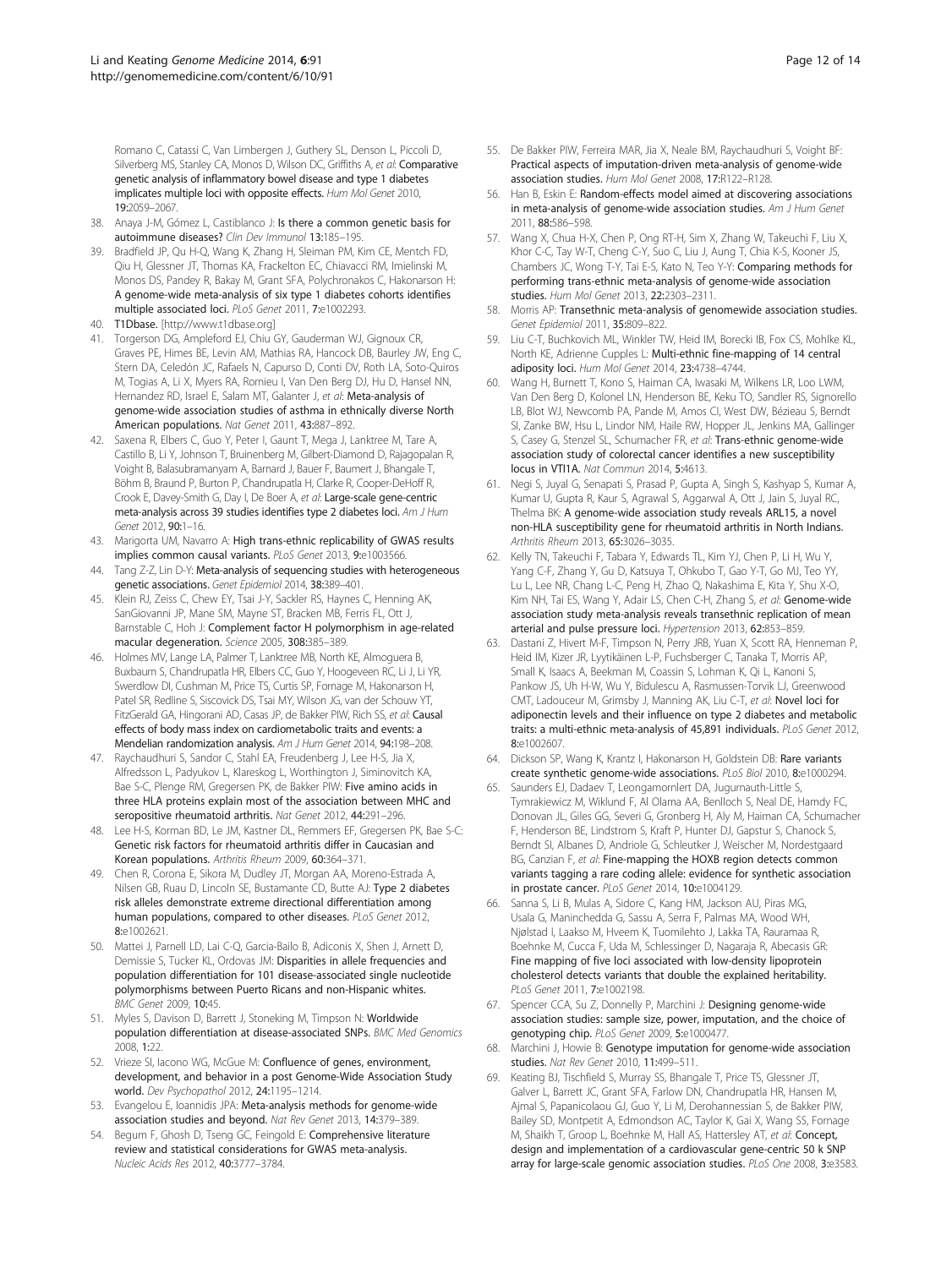Romano C, Catassi C, Van Limbergen J, Guthery SL, Denson L, Piccoli D, Silverberg MS, Stanley CA, Monos D, Wilson DC, Griffiths A, *et al*: Comparative genetic analysis of inflammatory bowel disease and type 1 diabetes implicates multiple loci with opposite effects. *Hum Mol Genet* 2010, 19:2059–2067.

38. Anaya J-M, Gómez L, Castiblanco J: Is there a common genetic basis for autoimmune diseases? *Clin Dev Immunol* 13:185–195.
39. Bradfield JP, Qu H-Q, Wang K, Zhang H, Sleiman PM, Kim CE, Mentch FD, Qiu H, Glessner JT, Thomas KA, Frackelton EC, Chiavacci RM, Imielinski M, Monos DS, Pandey R, Bakay M, Grant SFA, Polychronakos C, Hakonarson H: A genome-wide meta-analysis of six type 1 diabetes cohorts identifies multiple associated loci. *PLoS Genet* 2011, 7:e1002293.
40. T1Dbase. [http://www.t1dbase.org]
41. Torgerson DG, Ampleford EJ, Chiu GY, Gauderman WJ, Gignoux CR, Graves PE, Himes BE, Levin AM, Mathias RA, Hancock DB, Baurley JW, Eng C, Stern DA, Celedón JC, Rafaels N, Capurso D, Conti DV, Roth LA, Soto-Quiros M, Togias A, Li X, Myers RA, Romieu I, Van Den Berg DJ, Hu D, Hansel NN, Hernandez RD, Israel E, Salam MT, Galanter J, *et al*: Meta-analysis of genome-wide association studies of asthma in ethnically diverse North American populations. *Nat Genet* 2011, 43:887–892.
42. Saxena R, Elbers C, Guo Y, Peter I, Gaunt T, Mega J, Lanktree M, Tare A, Castillo B, Li Y, Johnson T, Bruinenberg M, Gilbert-Diamond D, Rajagopalan R, Voight B, Balasubramanyam A, Barnard J, Bauer F, Baumert J, Bhangale T, Böhm B, Braund P, Burton P, Chandrupatla H, Clarke R, Cooper-DeHoff R, Crook E, Davey-Smith G, Day I, De Boer A, *et al*: Large-scale gene-centric meta-analysis across 39 studies identifies type 2 diabetes loci. *Am J Hum Genet* 2012, 90:1–16.
43. Marigorta UM, Navarro A: High trans-ethnic replicability of GWAS results implies common causal variants. *PLoS Genet* 2013, 9:e1003566.
44. Tang Z-Z, Lin D-Y: Meta-analysis of sequencing studies with heterogeneous genetic associations. *Genet Epidemiol* 2014, 38:389–401.
45. Klein RJ, Zeiss C, Chew EY, Tsai J-Y, Sackler RS, Haynes C, Henning AK, SanGiovanni JP, Mane SM, Mayne ST, Bracken MB, Ferris FL, Ott J, Barnstable C, Hoh J: Complement factor H polymorphism in age-related macular degeneration. *Science* 2005, 308:385–389.
46. Holmes MV, Lange LA, Palmer T, Lanktree MB, North KE, Almoguera B, Buxbaum S, Chandrupatla HR, Elbers CC, Guo Y, Hoogeveen RC, Li J, Li YR, Swerdlow DI, Cushman M, Price TS, Curtis SP, Fornage M, Hakonarson H, Patel SR, Redline S, Siscovick DS, Tsai MY, Wilson JG, van der Schouw YT, FitzGerald GA, Hingorani AD, Casas JP, de Bakker PIW, Rich SS, *et al*: Causal effects of body mass index on cardiometabolic traits and events: a Mendelian randomization analysis. *Am J Hum Genet* 2014, 94:198–208.
47. Raychaudhuri S, Sandor C, Stahl EA, Freudenberg J, Lee H-S, Jia X, Alfredsson L, Padyukov L, Klareskog L, Worthington J, Siminovitch KA, Bae S-C, Plenge RM, Gregersen PK, de Bakker PIW: Five amino acids in three HLA proteins explain most of the association between MHC and seropositive rheumatoid arthritis. *Nat Genet* 2012, 44:291–296.
48. Lee H-S, Korman BD, Le JM, Kastner DL, Remmers EF, Gregersen PK, Bae S-C: Genetic risk factors for rheumatoid arthritis differ in Caucasian and Korean populations. *Arthritis Rheum* 2009, 60:364–371.
49. Chen R, Corona E, Sikora M, Dudley JT, Morgan AA, Moreno-Estrada A, Nilsen GB, Ruau D, Lincoln SE, Bustamante CD, Butte AJ: Type 2 diabetes risk alleles demonstrate extreme directional differentiation among human populations, compared to other diseases. *PLoS Genet* 2012, 8:e1002621.
50. Mattei J, Parnell LD, Lai C-Q, Garcia-Bailo B, Adiconis X, Shen J, Arnett D, Demissie S, Tucker KL, Ordovas JM: Disparities in allele frequencies and population differentiation for 101 disease-associated single nucleotide polymorphisms between Puerto Ricans and non-Hispanic whites. *BMC Genet* 2009, 10:45.
51. Myles S, Davison D, Barrett J, Stoneking M, Timpson N: Worldwide population differentiation at disease-associated SNPs. *BMC Med Genomics* 2008, 1:22.
52. Vrieze SI, Iacono WG, McGue M: Confluence of genes, environment, development, and behavior in a post Genome-Wide Association Study world. *Dev Psychopathol* 2012, 24:1195–1214.
53. Evangelou E, Ioannidis JPA: Meta-analysis methods for genome-wide association studies and beyond. *Nat Rev Genet* 2013, 14:379–389.
54. Begum F, Ghosh D, Tseng GC, Feingold E: Comprehensive literature review and statistical considerations for GWAS meta-analysis. *Nucleic Acids Res* 2012, 40:3777–3784.
55. De Bakker PIW, Ferreira MAR, Jia X, Neale BM, Raychaudhuri S, Voight BF: Practical aspects of imputation-driven meta-analysis of genome-wide association studies. *Hum Mol Genet* 2008, 17:R122–R128.
56. Han B, Eskin E: Random-effects model aimed at discovering associations in meta-analysis of genome-wide association studies. *Am J Hum Genet* 2011, 88:586–598.
57. Wang X, Chua H-X, Chen P, Ong RT-H, Sim X, Zhang W, Takeuchi F, Liu X, Khor C-C, Tay W-T, Cheng C-Y, Suo C, Liu J, Aung T, Chia K-S, Kooner JS, Chambers JC, Wong T-Y, Tai E-S, Kato N, Teo Y-Y: Comparing methods for performing trans-ethnic meta-analysis of genome-wide association studies. *Hum Mol Genet* 2013, 22:2303–2311.
58. Morris AP: Transethnic meta-analysis of genomewide association studies. *Genet Epidemiol* 2011, 35:809–822.
59. Liu C-T, Buchkovich ML, Winkler TW, Heid IM, Borecki IB, Fox CS, Mohlke KL, North KE, Adrienne Cupples L: Multi-ethnic fine-mapping of 14 central adiposity loci. *Hum Mol Genet* 2014, 23:4738–4744.
60. Wang H, Burnett T, Kono S, Haiman CA, Iwasaki M, Wilkens LR, Loo LWM, Van Den Berg D, Kolonel LN, Henderson BE, Keku TO, Sandler RS, Signorello LB, Blot WJ, Newcomb PA, Pande M, Amos CI, West DW, Bézieau S, Berndt SI, Zanke BW, Hsu L, Lindor NM, Haile RW, Hopper JL, Jenkins MA, Gallinger S, Casey G, Stenzel SL, Schumacher FR, *et al*: Trans-ethnic genome-wide association study of colorectal cancer identifies a new susceptibility locus in VTI1A. *Nat Commun* 2014, 5:4613.
61. Negi S, Juyal G, Senapati S, Prasad P, Gupta A, Singh S, Kashyap S, Kumar A, Kumar U, Gupta R, Kaur S, Agrawal S, Aggarwal A, Ott J, Jain S, Juyal RC, Thelma BK: A genome-wide association study reveals ARL15, a novel non-HLA susceptibility gene for rheumatoid arthritis in North Indians. *Arthritis Rheum* 2013, 65:3026–3035.
62. Kelly TN, Takeuchi F, Tabara Y, Edwards TL, Kim YJ, Chen P, Li H, Wu Y, Yang C-F, Zhang Y, Gu D, Katsuya T, Ohkubo T, Gao Y-T, Go MJ, Teo YY, Lu L, Lee NR, Chang L-C, Peng H, Zhao Q, Nakashima E, Kita Y, Shu X-O, Kim NH, Tai ES, Wang Y, Adair LS, Chen C-H, Zhang S, *et al*: Genome-wide association study meta-analysis reveals transethnic replication of mean arterial and pulse pressure loci. *Hypertension* 2013, 62:853–859.
63. Dastani Z, Hivert M-F, Timpson N, Perry JRB, Yuan X, Scott RA, Henneman P, Heid IM, Kizer JR, Lyytikäinen L-P, Fuchsberger C, Tanaka T, Morris AP, Small K, Isaacs A, Beekman M, Coassin S, Lohman K, Qi L, Kanoni S, Pankow JS, Uh H-W, Wu Y, Bidulescu A, Rasmussen-Torvik LJ, Greenwood CMT, Ladouceur M, Grimsby J, Manning AK, Liu C-T, *et al*: Novel loci for adiponectin levels and their influence on type 2 diabetes and metabolic traits: a multi-ethnic meta-analysis of 45,891 individuals. *PLoS Genet* 2012, 8:e1002607.
64. Dickson SP, Wang K, Krantz I, Hakonarson H, Goldstein DB: Rare variants create synthetic genome-wide associations. *PLoS Biol* 2010, 8:e1000294.
65. Saunders EJ, Dadaev T, Leongamornlert DA, Jugurnauth-Little S, Tymrakiewicz M, Wiklund F, Al Olama AA, Benlloch S, Neal DE, Hamdy FC, Donovan JL, Giles GG, Severi G, Gronberg H, Aly M, Haiman CA, Schumacher F, Henderson BE, Lindstrom S, Kraft P, Hunter DJ, Gapstur S, Chanock S, Berndt SI, Albanes D, Andriole G, Schleutker J, Weischer M, Nordestgaard BG, Canzian F, *et al*: Fine-mapping the HOXB region detects common variants tagging a rare coding allele: evidence for synthetic association in prostate cancer. *PLoS Genet* 2014, 10:e1004129.
66. Sanna S, Li B, Mulas A, Sidore C, Kang HM, Jackson AU, Piras MG, Usala G, Maninchedda G, Sassu A, Serra F, Palmas MA, Wood WH, Njølstad I, Laakso M, Hveem K, Tuomilehto J, Lakka TA, Rauramaa R, Boehnke M, Cucca F, Uda M, Schlessinger D, Nagaraja R, Abecasis GR: Fine mapping of five loci associated with low-density lipoprotein cholesterol detects variants that double the explained heritability. *PLoS Genet* 2011, 7:e1002198.
67. Spencer CCA, Su Z, Donnelly P, Marchini J: Designing genome-wide association studies: sample size, power, imputation, and the choice of genotyping chip. *PLoS Genet* 2009, 5:e1000477.
68. Marchini J, Howie B: Genotype imputation for genome-wide association studies. *Nat Rev Genet* 2010, 11:499–511.
69. Keating BJ, Tischfield S, Murray SS, Bhangale T, Price TS, Glessner JT, Galver L, Barrett JC, Grant SFA, Farlow DN, Chandrupatla HR, Hansen M, Ajmal S, Papanicolaou GJ, Guo Y, Li M, Derohannessian S, de Bakker PIW, Bailey SD, Montpetit A, Edmondson AC, Taylor K, Gai X, Wang SS, Fornage M, Shaikh T, Groop L, Boehnke M, Hall AS, Hattersley AT, *et al*: Concept, design and implementation of a cardiovascular gene-centric 50 k SNP array for large-scale genomic association studies. *PLoS One* 2008, 3:e3583.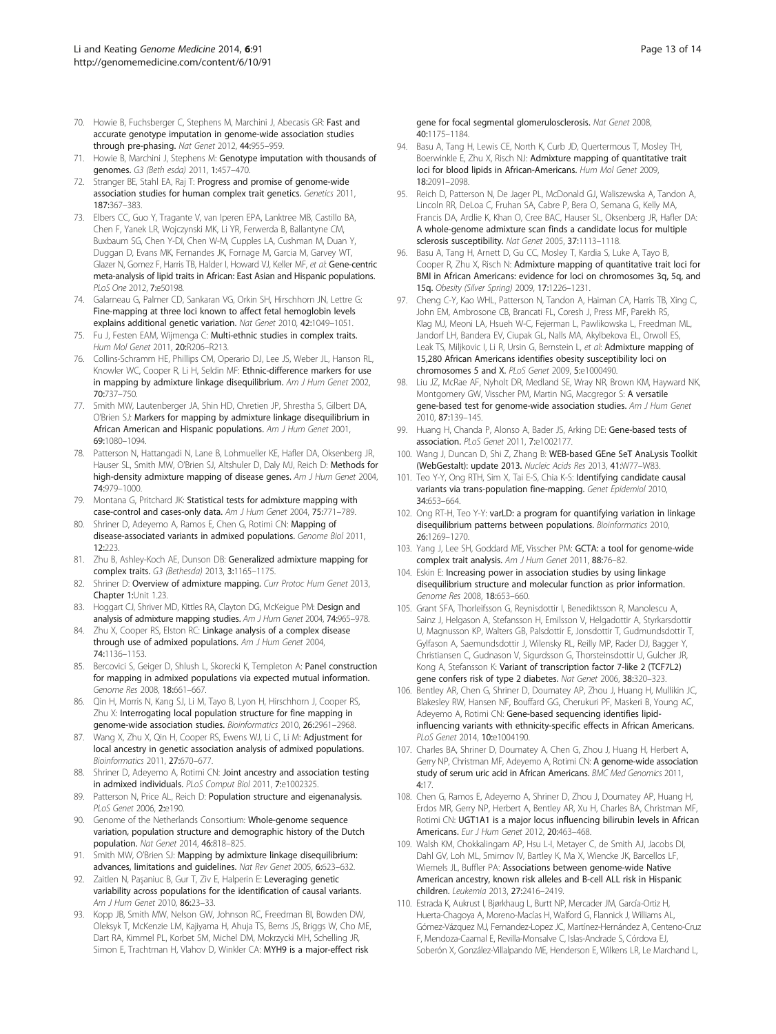70. Howie B, Fuchsberger C, Stephens M, Marchini J, Abecasis GR: **Fast and accurate genotype imputation in genome-wide association studies through pre-phasing.** *Nat Genet* 2012, **44:**955–959.
71. Howie B, Marchini J, Stephens M: **Genotype imputation with thousands of genomes.** *G3 (Beth esda)* 2011, **1:**457–470.
72. Stranger BE, Stahl EA, Raj T: **Progress and promise of genome-wide association studies for human complex trait genetics.** *Genetics* 2011, **187:**367–383.
73. Elbers CC, Guo Y, Tragante V, van Iperen EPA, Lanktree MB, Castillo BA, Chen F, Yanek LR, Wojczynski MK, Li YR, Ferwerda B, Ballantyne CM, Buxbaum SG, Chen Y-DI, Chen W-M, Cupples LA, Cushman M, Duan Y, Duggan D, Evans MK, Fernandes JK, Fornage M, Garcia M, Garvey WT, Glazer N, Gomez F, Harris TB, Halder I, Howard VJ, Keller MF, *et al*: **Gene-centric meta-analysis of lipid traits in African: East Asian and Hispanic populations.** *PLoS One* 2012, **7:**e50198.
74. Galarneau G, Palmer CD, Sankaran VG, Orkin SH, Hirschhorn JN, Lettre G: **Fine-mapping at three loci known to affect fetal hemoglobin levels explains additional genetic variation.** *Nat Genet* 2010, **42:**1049–1051.
75. Fu J, Festen EAM, Wijmenga C: **Multi-ethnic studies in complex traits.** *Hum Mol Genet* 2011, **20:**R206–R213.
76. Collins-Schramm HE, Phillips CM, Operario DJ, Lee JS, Weber JL, Hanson RL, Knowler WC, Cooper R, Li H, Seldin MF: **Ethnic-difference markers for use in mapping by admixture linkage disequilibrium.** *Am J Hum Genet* 2002, **70:**737–750.
77. Smith MW, Lautenberger JA, Shin HD, Chretien JP, Shrestha S, Gilbert DA, O'Brien SJ: **Markers for mapping by admixture linkage disequilibrium in African American and Hispanic populations.** *Am J Hum Genet* 2001, **69:**1080–1094.
78. Patterson N, Hattangadi N, Lane B, Lohmueller KE, Hafler DA, Oksenberg JR, Hauser SL, Smith MW, O'Brien SJ, Altshuler D, Daly MJ, Reich D: **Methods for high-density admixture mapping of disease genes.** *Am J Hum Genet* 2004, **74:**979–1000.
79. Montana G, Pritchard JK: **Statistical tests for admixture mapping with case-control and cases-only data.** *Am J Hum Genet* 2004, **75:**771–789.
80. Shriner D, Adeyemo A, Ramos E, Chen G, Rotimi CN: **Mapping of disease-associated variants in admixed populations.** *Genome Biol* 2011, **12:**223.
81. Zhu B, Ashley-Koch AE, Dunson DB: **Generalized admixture mapping for complex traits.** *G3 (Bethesda)* 2013, **3:**1165–1175.
82. Shriner D: **Overview of admixture mapping.** *Curr Protoc Hum Genet* 2013, **Chapter 1:**Unit 1.23.
83. Hoggart CJ, Shriver MD, Kittles RA, Clayton DG, McKeigue PM: **Design and analysis of admixture mapping studies.** *Am J Hum Genet* 2004, **74:**965–978.
84. Zhu X, Cooper RS, Elston RC: **Linkage analysis of a complex disease through use of admixed populations.** *Am J Hum Genet* 2004, **74:**1136–1153.
85. Bercovici S, Geiger D, Shlush L, Skorecki K, Templeton A: **Panel construction for mapping in admixed populations via expected mutual information.** *Genome Res* 2008, **18:**661–667.
86. Qin H, Morris N, Kang SJ, Li M, Tayo B, Lyon H, Hirschhorn J, Cooper RS, Zhu X: **Interrogating local population structure for fine mapping in genome-wide association studies.** *Bioinformatics* 2010, **26:**2961–2968.
87. Wang X, Zhu X, Qin H, Cooper RS, Ewens WJ, Li C, Li M: **Adjustment for local ancestry in genetic association analysis of admixed populations.** *Bioinformatics* 2011, **27:**670–677.
88. Shriner D, Adeyemo A, Rotimi CN: **Joint ancestry and association testing in admixed individuals.** *PLoS Comput Biol* 2011, **7:**e1002325.
89. Patterson N, Price AL, Reich D: **Population structure and eigenanalysis.** *PLoS Genet* 2006, **2:**e190.
90. Genome of the Netherlands Consortium: **Whole-genome sequence variation, population structure and demographic history of the Dutch population.** *Nat Genet* 2014, **46:**818–825.
91. Smith MW, O'Brien SJ: **Mapping by admixture linkage disequilibrium: advances, limitations and guidelines.** *Nat Rev Genet* 2005, **6:**623–632.
92. Zaitlen N, Paşaniuc B, Gur T, Ziv E, Halperin E: **Leveraging genetic variability across populations for the identification of causal variants.** *Am J Hum Genet* 2010, **86:**23–33.
93. Kopp JB, Smith MW, Nelson GW, Johnson RC, Freedman BI, Bowden DW, Oleksyk T, McKenzie LM, Kajiyama H, Ahuja TS, Berns JS, Briggs W, Cho ME, Dart RA, Kimmel PL, Korbet SM, Michel DM, Mokrzycki MH, Schelling JR, Simon E, Trachtman H, Vlahov D, Winkler CA: **MYH9 is a major-effect risk gene for focal segmental glomerulosclerosis.** *Nat Genet* 2008, **40:**1175–1184.
94. Basu A, Tang H, Lewis CE, North K, Curb JD, Quertermous T, Mosley TH, Boerwinkle E, Zhu X, Risch NJ: **Admixture mapping of quantitative trait loci for blood lipids in African-Americans.** *Hum Mol Genet* 2009, **18:**2091–2098.
95. Reich D, Patterson N, De Jager PL, McDonald GJ, Waliszewska A, Tandon A, Lincoln RR, DeLoa C, Fruhan SA, Cabre P, Bera O, Semana G, Kelly MA, Francis DA, Ardlie K, Khan O, Cree BAC, Hauser SL, Oksenberg JR, Hafler DA: **A whole-genome admixture scan finds a candidate locus for multiple sclerosis susceptibility.** *Nat Genet* 2005, **37:**1113–1118.
96. Basu A, Tang H, Arnett D, Gu CC, Mosley T, Kardia S, Luke A, Tayo B, Cooper R, Zhu X, Risch N: **Admixture mapping of quantitative trait loci for BMI in African Americans: evidence for loci on chromosomes 3q, 5q, and 15q.** *Obesity (Silver Spring)* 2009, **17:**1226–1231.
97. Cheng C-Y, Kao WHL, Patterson N, Tandon A, Haiman CA, Harris TB, Xing C, John EM, Ambrosone CB, Brancati FL, Coresh J, Press MF, Parekh RS, Klag MJ, Meoni LA, Hsueh W-C, Fejerman L, Pawlikowska L, Freedman ML, Jandorf LH, Bandera EV, Ciupak GL, Nalls MA, Akylbekova EL, Orwoll ES, Leak TS, Miljkovic I, Li R, Ursin G, Bernstein L, *et al*: **Admixture mapping of 15,280 African Americans identifies obesity susceptibility loci on chromosomes 5 and X.** *PLoS Genet* 2009, **5:**e1000490.
98. Liu JZ, McRae AF, Nyholt DR, Medland SE, Wray NR, Brown KM, Hayward NK, Montgomery GW, Visscher PM, Martin NG, Macgregor S: **A versatile gene-based test for genome-wide association studies.** *Am J Hum Genet* 2010, **87:**139–145.
99. Huang H, Chanda P, Alonso A, Bader JS, Arking DE: **Gene-based tests of association.** *PLoS Genet* 2011, **7:**e1002177.
100. Wang J, Duncan D, Shi Z, Zhang B: **WEB-based GEne SeT AnaLysis Toolkit (WebGestalt): update 2013.** *Nucleic Acids Res* 2013, **41:**W77–W83.
101. Teo Y-Y, Ong RTH, Sim X, Tai E-S, Chia K-S: **Identifying candidate causal variants via trans-population fine-mapping.** *Genet Epidemiol* 2010, **34:**653–664.
102. Ong RT-H, Teo Y-Y: **varLD: a program for quantifying variation in linkage disequilibrium patterns between populations.** *Bioinformatics* 2010, **26:**1269–1270.
103. Yang J, Lee SH, Goddard ME, Visscher PM: **GCTA: a tool for genome-wide complex trait analysis.** *Am J Hum Genet* 2011, **88:**76–82.
104. Eskin E: **Increasing power in association studies by using linkage disequilibrium structure and molecular function as prior information.** *Genome Res* 2008, **18:**653–660.
105. Grant SFA, Thorleifsson G, Reynisdottir I, Benediktsson R, Manolescu A, Sainz J, Helgason A, Stefansson H, Emilsson V, Helgadottir A, Styrkarsdottir U, Magnusson KP, Walters GB, Palsdottir E, Jonsdottir T, Gudmundsdottir T, Gylfason A, Saemundsdottir J, Wilensky RL, Reilly MP, Rader DJ, Bagger Y, Christiansen C, Gudnason V, Sigurdsson G, Thorsteinsdottir U, Gulcher JR, Kong A, Stefansson K: **Variant of transcription factor 7-like 2 (TCF7L2) gene confers risk of type 2 diabetes.** *Nat Genet* 2006, **38:**320–323.
106. Bentley AR, Chen G, Shriner D, Doumatey AP, Zhou J, Huang H, Mullikin JC, Blakesley RW, Hansen NF, Bouffard GG, Cherukuri PF, Maskeri B, Young AC, Adeyemo A, Rotimi CN: **Gene-based sequencing identifies lipid-influencing variants with ethnicity-specific effects in African Americans.** *PLoS Genet* 2014, **10:**e1004190.
107. Charles BA, Shriner D, Doumatey A, Chen G, Zhou J, Huang H, Herbert A, Gerry NP, Christman MF, Adeyemo A, Rotimi CN: **A genome-wide association study of serum uric acid in African Americans.** *BMC Med Genomics* 2011, **4:**17.
108. Chen G, Ramos E, Adeyemo A, Shriner D, Zhou J, Doumatey AP, Huang H, Erdos MR, Gerry NP, Herbert A, Bentley AR, Xu H, Charles BA, Christman MF, Rotimi CN: **UGT1A1 is a major locus influencing bilirubin levels in African Americans.** *Eur J Hum Genet* 2012, **20:**463–468.
109. Walsh KM, Chokkalingam AP, Hsu L-I, Metayer C, de Smith AJ, Jacobs DI, Dahl GV, Loh ML, Smirnov IV, Bartley K, Ma X, Wiencke JK, Barcellos LF, Wiemels JL, Buffler PA: **Associations between genome-wide Native American ancestry, known risk alleles and B-cell ALL risk in Hispanic children.** *Leukemia* 2013, **27:**2416–2419.
110. Estrada K, Aukrust I, Bjørkhaug L, Burtt NP, Mercader JM, García-Ortiz H, Huerta-Chagoya A, Moreno-Macías H, Walford G, Flannick J, Williams AL, Gómez-Vázquez MJ, Fernandez-Lopez JC, Martínez-Hernández A, Centeno-Cruz F, Mendoza-Caamal E, Revilla-Monsalve C, Islas-Andrade S, Córdova EJ, Soberón X, González-Villalpando ME, Henderson E, Wilkens LR, Le Marchand L,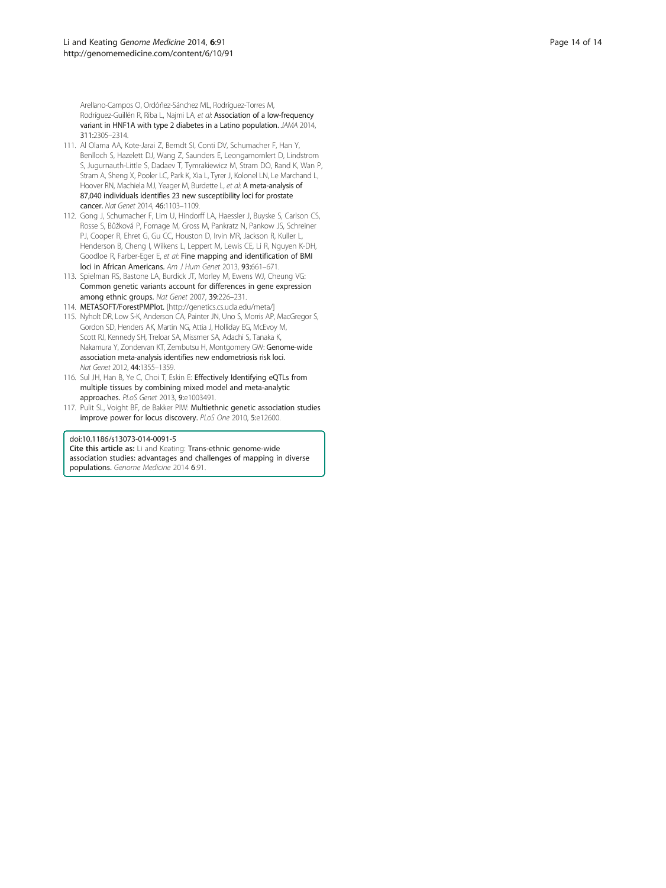Arellano-Campos O, Ordóñez-Sánchez ML, Rodríguez-Torres M, Rodríguez-Guillén R, Riba L, Najmi LA, *et al*: **Association of a low-frequency variant in HNF1A with type 2 diabetes in a Latino population.** *JAMA* 2014, **311:**2305–2314.

111. Al Olama AA, Kote-Jarai Z, Berndt SI, Conti DV, Schumacher F, Han Y, Benlloch S, Hazelett DJ, Wang Z, Saunders E, Leongamornlert D, Lindstrom S, Jugurnauth-Little S, Dadaev T, Tymrakiewicz M, Stram DO, Rand K, Wan P, Stram A, Sheng X, Pooler LC, Park K, Xia L, Tyrer J, Kolonel LN, Le Marchand L, Hoover RN, Machiela MJ, Yeager M, Burdette L, *et al*: **A meta-analysis of 87,040 individuals identifies 23 new susceptibility loci for prostate cancer.** *Nat Genet* 2014, **46:**1103–1109.
112. Gong J, Schumacher F, Lim U, Hindorff LA, Haessler J, Buyske S, Carlson CS, Rosse S, Bůžková P, Fornage M, Gross M, Pankratz N, Pankow JS, Schreiner PJ, Cooper R, Ehret G, Gu CC, Houston D, Irvin MR, Jackson R, Kuller L, Henderson B, Cheng I, Wilkens L, Leppert M, Lewis CE, Li R, Nguyen K-DH, Goodloe R, Farber-Eger E, *et al*: **Fine mapping and identification of BMI loci in African Americans.** *Am J Hum Genet* 2013, **93:**661–671.
113. Spielman RS, Bastone LA, Burdick JT, Morley M, Ewens WJ, Cheung VG: **Common genetic variants account for differences in gene expression among ethnic groups.** *Nat Genet* 2007, **39:**226–231.
114. **METASOFT/ForestPMPlot.** [http://genetics.cs.ucla.edu/meta/]
115. Nyholt DR, Low S-K, Anderson CA, Painter JN, Uno S, Morris AP, MacGregor S, Gordon SD, Henders AK, Martin NG, Attia J, Holliday EG, McEvoy M, Scott RJ, Kennedy SH, Treloar SA, Missmer SA, Adachi S, Tanaka K, Nakamura Y, Zondervan KT, Zembutsu H, Montgomery GW: **Genome-wide association meta-analysis identifies new endometriosis risk loci.** *Nat Genet* 2012, **44:**1355–1359.
116. Sul JH, Han B, Ye C, Choi T, Eskin E: **Effectively Identifying eQTLs from multiple tissues by combining mixed model and meta-analytic approaches.** *PLoS Genet* 2013, **9:**e1003491.
117. Pulit SL, Voight BF, de Bakker PIW: **Multiethnic genetic association studies improve power for locus discovery.** *PLoS One* 2010, **5:**e12600.

doi:10.1186/s13073-014-0091-5
**Cite this article as:** Li and Keating: **Trans-ethnic genome-wide association studies: advantages and challenges of mapping in diverse populations.** *Genome Medicine* 2014 **6**:91.